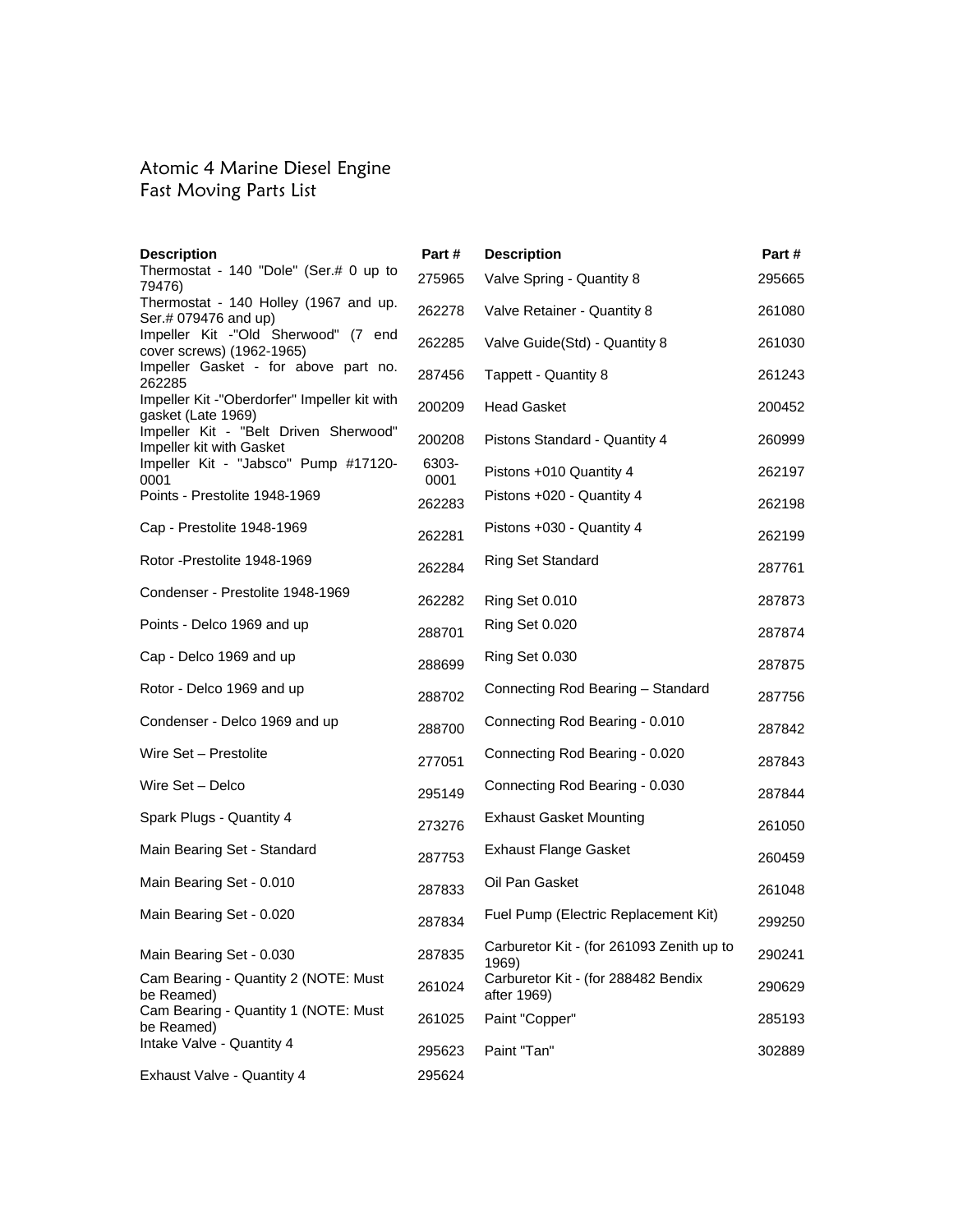# Atomic 4 Marine Diesel Engine
## Fast Moving Parts List

| Description | Part # | Description | Part # |
|---|---|---|---|
| Thermostat - 140 "Dole" (Ser.# 0 up to 79476) | 275965 | Valve Spring - Quantity 8 | 295665 |
| Thermostat - 140 Holley (1967 and up. Ser.# 079476 and up) | 262278 | Valve Retainer - Quantity 8 | 261080 |
| Impeller Kit -"Old Sherwood" (7 end cover screws) (1962-1965) | 262285 | Valve Guide(Std) - Quantity 8 | 261030 |
| Impeller Gasket - for above part no. 262285 | 287456 | Tappett - Quantity 8 | 261243 |
| Impeller Kit -"Oberdorfer" Impeller kit with gasket (Late 1969) | 200209 | Head Gasket | 200452 |
| Impeller Kit - "Belt Driven Sherwood" Impeller kit with Gasket | 200208 | Pistons Standard - Quantity 4 | 260999 |
| Impeller Kit - "Jabsco" Pump #17120-0001 | 6303-0001 | Pistons +010 Quantity 4 | 262197 |
| Points - Prestolite 1948-1969 | 262283 | Pistons +020 - Quantity 4 | 262198 |
| Cap - Prestolite 1948-1969 | 262281 | Pistons +030 - Quantity 4 | 262199 |
| Rotor -Prestolite 1948-1969 | 262284 | Ring Set Standard | 287761 |
| Condenser - Prestolite 1948-1969 | 262282 | Ring Set 0.010 | 287873 |
| Points - Delco 1969 and up | 288701 | Ring Set 0.020 | 287874 |
| Cap - Delco 1969 and up | 288699 | Ring Set 0.030 | 287875 |
| Rotor - Delco 1969 and up | 288702 | Connecting Rod Bearing – Standard | 287756 |
| Condenser - Delco 1969 and up | 288700 | Connecting Rod Bearing - 0.010 | 287842 |
| Wire Set – Prestolite | 277051 | Connecting Rod Bearing - 0.020 | 287843 |
| Wire Set – Delco | 295149 | Connecting Rod Bearing - 0.030 | 287844 |
| Spark Plugs - Quantity 4 | 273276 | Exhaust Gasket Mounting | 261050 |
| Main Bearing Set - Standard | 287753 | Exhaust Flange Gasket | 260459 |
| Main Bearing Set - 0.010 | 287833 | Oil Pan Gasket | 261048 |
| Main Bearing Set - 0.020 | 287834 | Fuel Pump (Electric Replacement Kit) | 299250 |
| Main Bearing Set - 0.030 | 287835 | Carburetor Kit - (for 261093 Zenith up to 1969) | 290241 |
| Cam Bearing - Quantity 2 (NOTE: Must be Reamed) | 261024 | Carburetor Kit - (for 288482 Bendix after 1969) | 290629 |
| Cam Bearing - Quantity 1 (NOTE: Must be Reamed) | 261025 | Paint "Copper" | 285193 |
| Intake Valve - Quantity 4 | 295623 | Paint "Tan" | 302889 |
| Exhaust Valve - Quantity 4 | 295624 | | |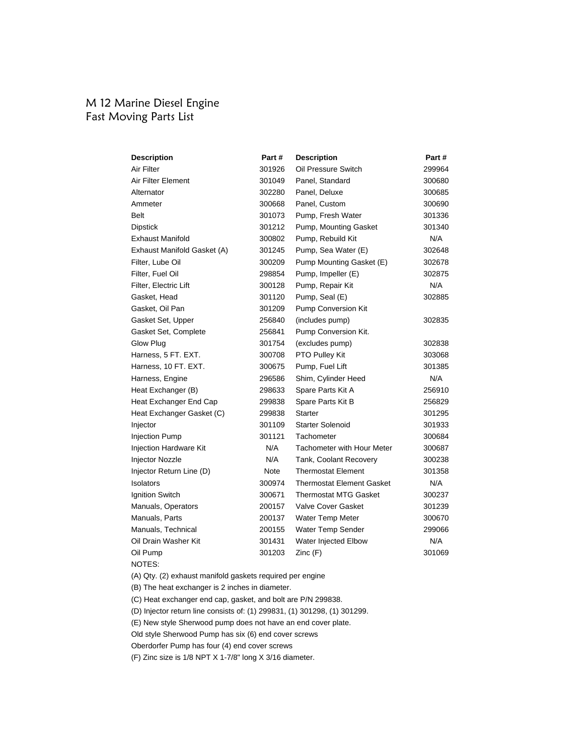# M 12 Marine Diesel Engine
## Fast Moving Parts List

| Description | Part # | Description | Part # |
|---|---|---|---|
| Air Filter | 301926 | Oil Pressure Switch | 299964 |
| Air Filter Element | 301049 | Panel, Standard | 300680 |
| Alternator | 302280 | Panel, Deluxe | 300685 |
| Ammeter | 300668 | Panel, Custom | 300690 |
| Belt | 301073 | Pump, Fresh Water | 301336 |
| Dipstick | 301212 | Pump, Mounting Gasket | 301340 |
| Exhaust Manifold | 300802 | Pump, Rebuild Kit | N/A |
| Exhaust Manifold Gasket (A) | 301245 | Pump, Sea Water (E) | 302648 |
| Filter, Lube Oil | 300209 | Pump Mounting Gasket (E) | 302678 |
| Filter, Fuel Oil | 298854 | Pump, Impeller (E) | 302875 |
| Filter, Electric Lift | 300128 | Pump, Repair Kit | N/A |
| Gasket, Head | 301120 | Pump, Seal (E) | 302885 |
| Gasket, Oil Pan | 301209 | Pump Conversion Kit | |
| Gasket Set, Upper | 256840 | (includes pump) | 302835 |
| Gasket Set, Complete | 256841 | Pump Conversion Kit. | |
| Glow Plug | 301754 | (excludes pump) | 302838 |
| Harness, 5 FT. EXT. | 300708 | PTO Pulley Kit | 303068 |
| Harness, 10 FT. EXT. | 300675 | Pump, Fuel Lift | 301385 |
| Harness, Engine | 296586 | Shim, Cylinder Heed | N/A |
| Heat Exchanger (B) | 298633 | Spare Parts Kit A | 256910 |
| Heat Exchanger End Cap | 299838 | Spare Parts Kit B | 256829 |
| Heat Exchanger Gasket (C) | 299838 | Starter | 301295 |
| Injector | 301109 | Starter Solenoid | 301933 |
| Injection Pump | 301121 | Tachometer | 300684 |
| Injection Hardware Kit | N/A | Tachometer with Hour Meter | 300687 |
| Injector Nozzle | N/A | Tank, Coolant Recovery | 300238 |
| Injector Return Line (D) | Note | Thermostat Element | 301358 |
| Isolators | 300974 | Thermostat Element Gasket | N/A |
| Ignition Switch | 300671 | Thermostat MTG Gasket | 300237 |
| Manuals, Operators | 200157 | Valve Cover Gasket | 301239 |
| Manuals, Parts | 200137 | Water Temp Meter | 300670 |
| Manuals, Technical | 200155 | Water Temp Sender | 299066 |
| Oil Drain Washer Kit | 301431 | Water Injected Elbow | N/A |
| Oil Pump | 301203 | Zinc (F) | 301069 |

NOTES:

(A) Qty. (2) exhaust manifold gaskets required per engine

(B) The heat exchanger is 2 inches in diameter.

(C) Heat exchanger end cap, gasket, and bolt are P/N 299838.

(D) Injector return line consists of: (1) 299831, (1) 301298, (1) 301299.

(E) New style Sherwood pump does not have an end cover plate.

Old style Sherwood Pump has six (6) end cover screws

Oberdorfer Pump has four (4) end cover screws

(F) Zinc size is 1/8 NPT X 1-7/8" long X 3/16 diameter.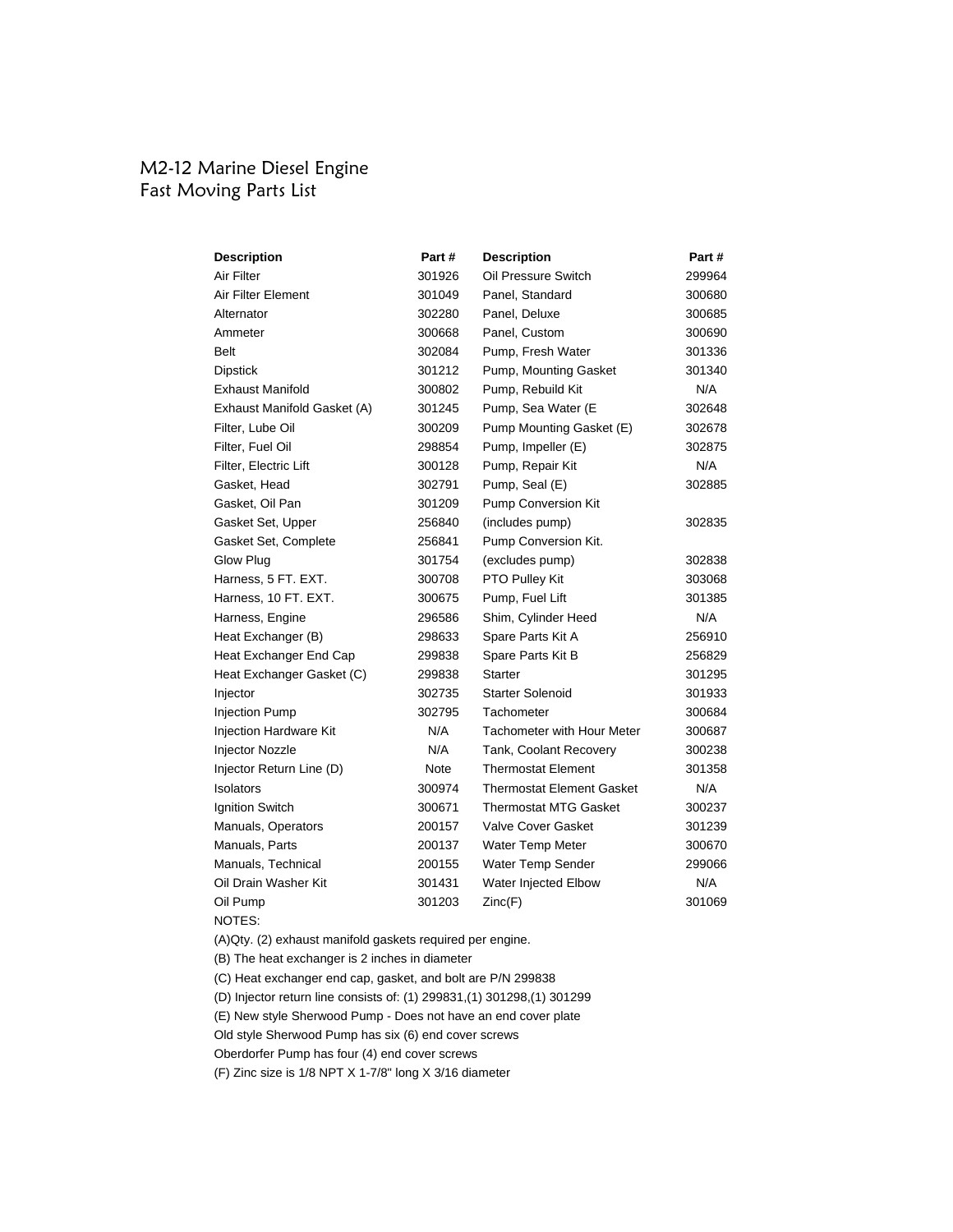# M2-12 Marine Diesel Engine
## Fast Moving Parts List

| Description | Part # | Description | Part # |
|---|---|---|---|
| Air Filter | 301926 | Oil Pressure Switch | 299964 |
| Air Filter Element | 301049 | Panel, Standard | 300680 |
| Alternator | 302280 | Panel, Deluxe | 300685 |
| Ammeter | 300668 | Panel, Custom | 300690 |
| Belt | 302084 | Pump, Fresh Water | 301336 |
| Dipstick | 301212 | Pump, Mounting Gasket | 301340 |
| Exhaust Manifold | 300802 | Pump, Rebuild Kit | N/A |
| Exhaust Manifold Gasket (A) | 301245 | Pump, Sea Water (E | 302648 |
| Filter, Lube Oil | 300209 | Pump Mounting Gasket (E) | 302678 |
| Filter, Fuel Oil | 298854 | Pump, Impeller (E) | 302875 |
| Filter, Electric Lift | 300128 | Pump, Repair Kit | N/A |
| Gasket, Head | 302791 | Pump, Seal (E) | 302885 |
| Gasket, Oil Pan | 301209 | Pump Conversion Kit | |
| Gasket Set, Upper | 256840 | (includes pump) | 302835 |
| Gasket Set, Complete | 256841 | Pump Conversion Kit. | |
| Glow Plug | 301754 | (excludes pump) | 302838 |
| Harness, 5 FT. EXT. | 300708 | PTO Pulley Kit | 303068 |
| Harness, 10 FT. EXT. | 300675 | Pump, Fuel Lift | 301385 |
| Harness, Engine | 296586 | Shim, Cylinder Heed | N/A |
| Heat Exchanger (B) | 298633 | Spare Parts Kit A | 256910 |
| Heat Exchanger End Cap | 299838 | Spare Parts Kit B | 256829 |
| Heat Exchanger Gasket (C) | 299838 | Starter | 301295 |
| Injector | 302735 | Starter Solenoid | 301933 |
| Injection Pump | 302795 | Tachometer | 300684 |
| Injection Hardware Kit | N/A | Tachometer with Hour Meter | 300687 |
| Injector Nozzle | N/A | Tank, Coolant Recovery | 300238 |
| Injector Return Line (D) | Note | Thermostat Element | 301358 |
| Isolators | 300974 | Thermostat Element Gasket | N/A |
| Ignition Switch | 300671 | Thermostat MTG Gasket | 300237 |
| Manuals, Operators | 200157 | Valve Cover Gasket | 301239 |
| Manuals, Parts | 200137 | Water Temp Meter | 300670 |
| Manuals, Technical | 200155 | Water Temp Sender | 299066 |
| Oil Drain Washer Kit | 301431 | Water Injected Elbow | N/A |
| Oil Pump | 301203 | Zinc(F) | 301069 |

NOTES:

(A)Qty. (2) exhaust manifold gaskets required per engine.

(B) The heat exchanger is 2 inches in diameter

(C) Heat exchanger end cap, gasket, and bolt are P/N 299838

(D) Injector return line consists of: (1) 299831,(1) 301298,(1) 301299

(E) New style Sherwood Pump - Does not have an end cover plate

Old style Sherwood Pump has six (6) end cover screws

Oberdorfer Pump has four (4) end cover screws

(F) Zinc size is 1/8 NPT X 1-7/8" long X 3/16 diameter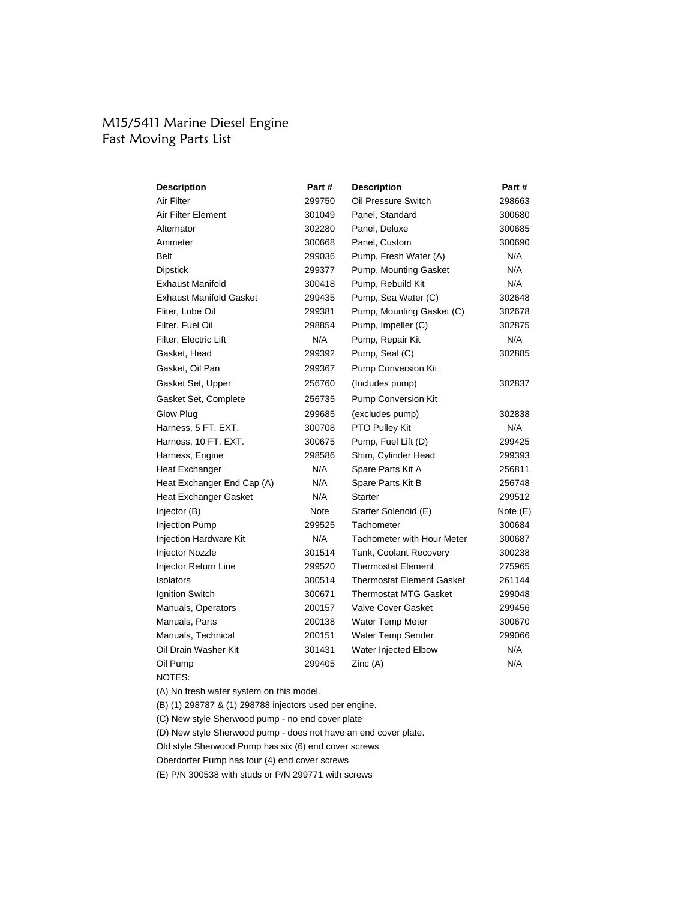# M15/5411 Marine Diesel Engine
## Fast Moving Parts List

| Description | Part # | Description | Part # |
|---|---|---|---|
| Air Filter | 299750 | Oil Pressure Switch | 298663 |
| Air Filter Element | 301049 | Panel, Standard | 300680 |
| Alternator | 302280 | Panel, Deluxe | 300685 |
| Ammeter | 300668 | Panel, Custom | 300690 |
| Belt | 299036 | Pump, Fresh Water (A) | N/A |
| Dipstick | 299377 | Pump, Mounting Gasket | N/A |
| Exhaust Manifold | 300418 | Pump, Rebuild Kit | N/A |
| Exhaust Manifold Gasket | 299435 | Pump, Sea Water (C) | 302648 |
| Fliter, Lube Oil | 299381 | Pump, Mounting Gasket (C) | 302678 |
| Filter, Fuel Oil | 298854 | Pump, Impeller (C) | 302875 |
| Filter, Electric Lift | N/A | Pump, Repair Kit | N/A |
| Gasket, Head | 299392 | Pump, Seal (C) | 302885 |
| Gasket, Oil Pan | 299367 | Pump Conversion Kit | |
| Gasket Set, Upper | 256760 | (Includes pump) | 302837 |
| Gasket Set, Complete | 256735 | Pump Conversion Kit | |
| Glow Plug | 299685 | (excludes pump) | 302838 |
| Harness, 5 FT. EXT. | 300708 | PTO Pulley Kit | N/A |
| Harness, 10 FT. EXT. | 300675 | Pump, Fuel Lift (D) | 299425 |
| Harness, Engine | 298586 | Shim, Cylinder Head | 299393 |
| Heat Exchanger | N/A | Spare Parts Kit A | 256811 |
| Heat Exchanger End Cap (A) | N/A | Spare Parts Kit B | 256748 |
| Heat Exchanger Gasket | N/A | Starter | 299512 |
| Injector (B) | Note | Starter Solenoid (E) | Note (E) |
| Injection Pump | 299525 | Tachometer | 300684 |
| Injection Hardware Kit | N/A | Tachometer with Hour Meter | 300687 |
| Injector Nozzle | 301514 | Tank, Coolant Recovery | 300238 |
| Injector Return Line | 299520 | Thermostat Element | 275965 |
| Isolators | 300514 | Thermostat Element Gasket | 261144 |
| Ignition Switch | 300671 | Thermostat MTG Gasket | 299048 |
| Manuals, Operators | 200157 | Valve Cover Gasket | 299456 |
| Manuals, Parts | 200138 | Water Temp Meter | 300670 |
| Manuals, Technical | 200151 | Water Temp Sender | 299066 |
| Oil Drain Washer Kit | 301431 | Water Injected Elbow | N/A |
| Oil Pump | 299405 | Zinc (A) | N/A |

NOTES:

(A) No fresh water system on this model.

(B) (1) 298787 & (1) 298788 injectors used per engine.

(C) New style Sherwood pump - no end cover plate

(D) New style Sherwood pump - does not have an end cover plate.

Old style Sherwood Pump has six (6) end cover screws

Oberdorfer Pump has four (4) end cover screws

(E) P/N 300538 with studs or P/N 299771 with screws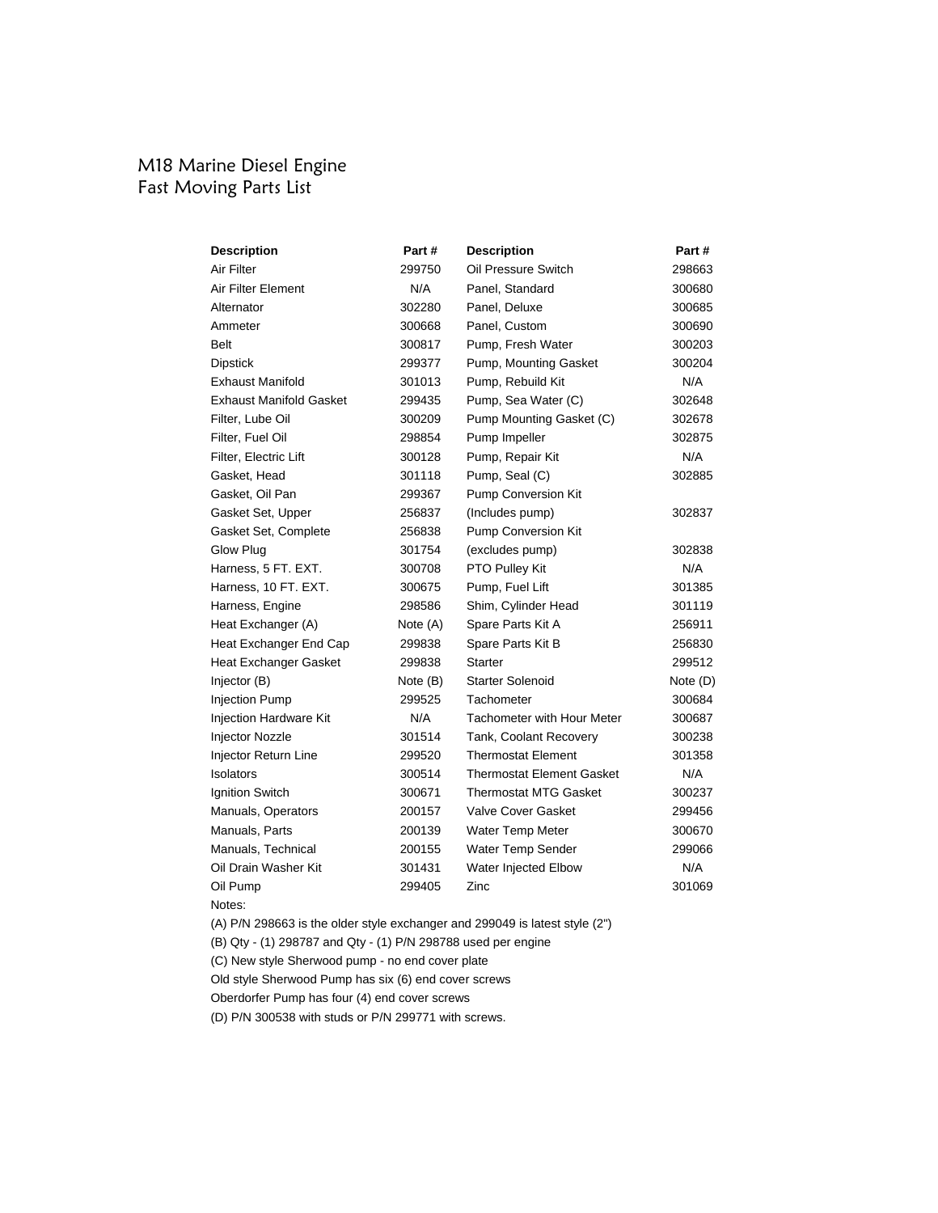# M18 Marine Diesel Engine
## Fast Moving Parts List

| Description | Part # | Description | Part # |
|---|---|---|---|
| Air Filter | 299750 | Oil Pressure Switch | 298663 |
| Air Filter Element | N/A | Panel, Standard | 300680 |
| Alternator | 302280 | Panel, Deluxe | 300685 |
| Ammeter | 300668 | Panel, Custom | 300690 |
| Belt | 300817 | Pump, Fresh Water | 300203 |
| Dipstick | 299377 | Pump, Mounting Gasket | 300204 |
| Exhaust Manifold | 301013 | Pump, Rebuild Kit | N/A |
| Exhaust Manifold Gasket | 299435 | Pump, Sea Water (C) | 302648 |
| Filter, Lube Oil | 300209 | Pump Mounting Gasket (C) | 302678 |
| Filter, Fuel Oil | 298854 | Pump Impeller | 302875 |
| Filter, Electric Lift | 300128 | Pump, Repair Kit | N/A |
| Gasket, Head | 301118 | Pump, Seal (C) | 302885 |
| Gasket, Oil Pan | 299367 | Pump Conversion Kit | |
| Gasket Set, Upper | 256837 | (Includes pump) | 302837 |
| Gasket Set, Complete | 256838 | Pump Conversion Kit | |
| Glow Plug | 301754 | (excludes pump) | 302838 |
| Harness, 5 FT. EXT. | 300708 | PTO Pulley Kit | N/A |
| Harness, 10 FT. EXT. | 300675 | Pump, Fuel Lift | 301385 |
| Harness, Engine | 298586 | Shim, Cylinder Head | 301119 |
| Heat Exchanger (A) | Note (A) | Spare Parts Kit A | 256911 |
| Heat Exchanger End Cap | 299838 | Spare Parts Kit B | 256830 |
| Heat Exchanger Gasket | 299838 | Starter | 299512 |
| Injector (B) | Note (B) | Starter Solenoid | Note (D) |
| Injection Pump | 299525 | Tachometer | 300684 |
| Injection Hardware Kit | N/A | Tachometer with Hour Meter | 300687 |
| Injector Nozzle | 301514 | Tank, Coolant Recovery | 300238 |
| Injector Return Line | 299520 | Thermostat Element | 301358 |
| Isolators | 300514 | Thermostat Element Gasket | N/A |
| Ignition Switch | 300671 | Thermostat MTG Gasket | 300237 |
| Manuals, Operators | 200157 | Valve Cover Gasket | 299456 |
| Manuals, Parts | 200139 | Water Temp Meter | 300670 |
| Manuals, Technical | 200155 | Water Temp Sender | 299066 |
| Oil Drain Washer Kit | 301431 | Water Injected Elbow | N/A |
| Oil Pump | 299405 | Zinc | 301069 |

Notes:

(A) P/N 298663 is the older style exchanger and 299049 is latest style (2")

(B) Qty - (1) 298787 and Qty - (1) P/N 298788 used per engine

(C) New style Sherwood pump - no end cover plate

Old style Sherwood Pump has six (6) end cover screws

Oberdorfer Pump has four (4) end cover screws

(D) P/N 300538 with studs or P/N 299771 with screws.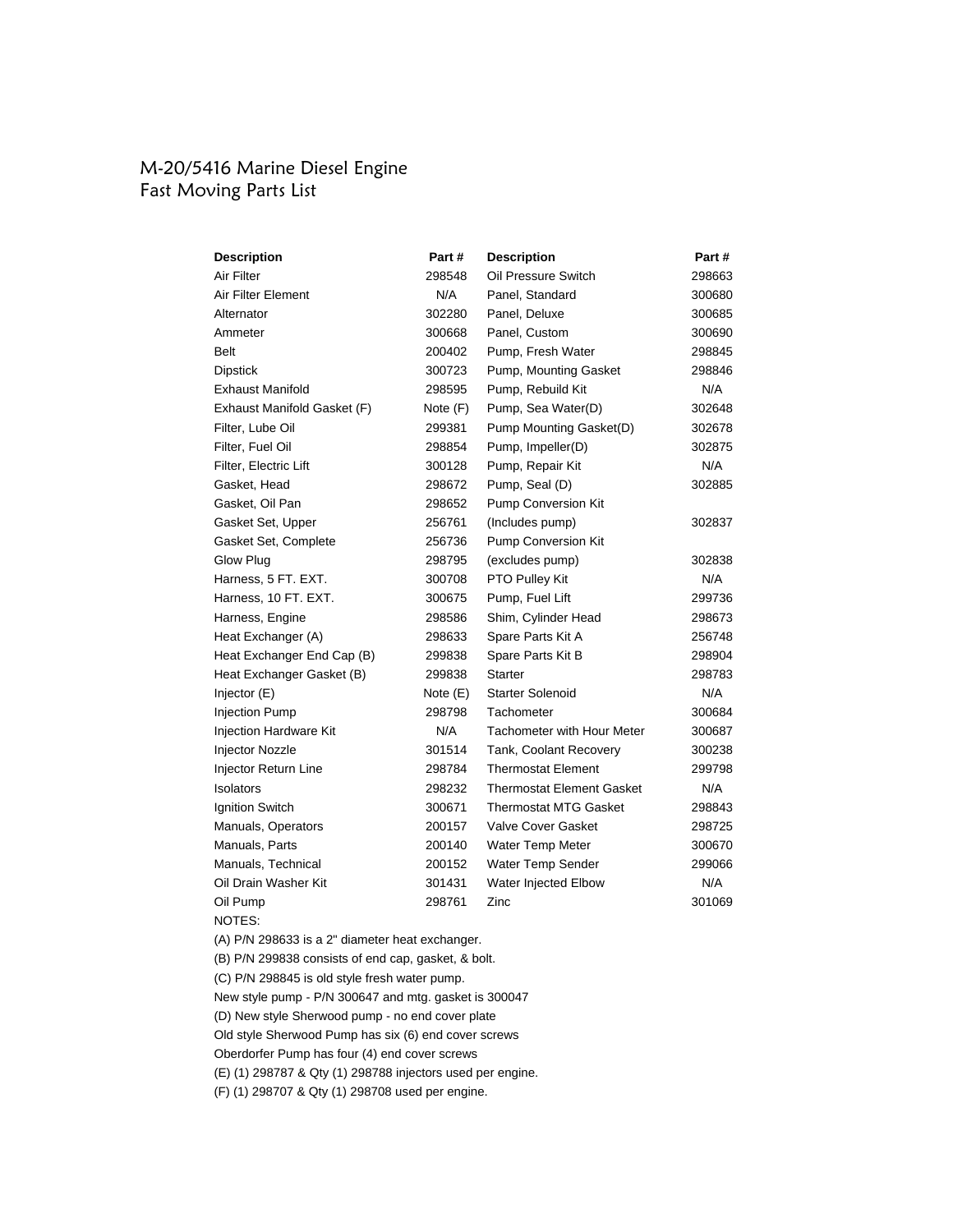# M-20/5416 Marine Diesel Engine
## Fast Moving Parts List

| Description | Part # | Description | Part # |
|---|---|---|---|
| Air Filter | 298548 | Oil Pressure Switch | 298663 |
| Air Filter Element | N/A | Panel, Standard | 300680 |
| Alternator | 302280 | Panel, Deluxe | 300685 |
| Ammeter | 300668 | Panel, Custom | 300690 |
| Belt | 200402 | Pump, Fresh Water | 298845 |
| Dipstick | 300723 | Pump, Mounting Gasket | 298846 |
| Exhaust Manifold | 298595 | Pump, Rebuild Kit | N/A |
| Exhaust Manifold Gasket (F) | Note (F) | Pump, Sea Water(D) | 302648 |
| Filter, Lube Oil | 299381 | Pump Mounting Gasket(D) | 302678 |
| Filter, Fuel Oil | 298854 | Pump, Impeller(D) | 302875 |
| Filter, Electric Lift | 300128 | Pump, Repair Kit | N/A |
| Gasket, Head | 298672 | Pump, Seal (D) | 302885 |
| Gasket, Oil Pan | 298652 | Pump Conversion Kit | |
| Gasket Set, Upper | 256761 | (Includes pump) | 302837 |
| Gasket Set, Complete | 256736 | Pump Conversion Kit | |
| Glow Plug | 298795 | (excludes pump) | 302838 |
| Harness, 5 FT. EXT. | 300708 | PTO Pulley Kit | N/A |
| Harness, 10 FT. EXT. | 300675 | Pump, Fuel Lift | 299736 |
| Harness, Engine | 298586 | Shim, Cylinder Head | 298673 |
| Heat Exchanger (A) | 298633 | Spare Parts Kit A | 256748 |
| Heat Exchanger End Cap (B) | 299838 | Spare Parts Kit B | 298904 |
| Heat Exchanger Gasket (B) | 299838 | Starter | 298783 |
| Injector (E) | Note (E) | Starter Solenoid | N/A |
| Injection Pump | 298798 | Tachometer | 300684 |
| Injection Hardware Kit | N/A | Tachometer with Hour Meter | 300687 |
| Injector Nozzle | 301514 | Tank, Coolant Recovery | 300238 |
| Injector Return Line | 298784 | Thermostat Element | 299798 |
| Isolators | 298232 | Thermostat Element Gasket | N/A |
| Ignition Switch | 300671 | Thermostat MTG Gasket | 298843 |
| Manuals, Operators | 200157 | Valve Cover Gasket | 298725 |
| Manuals, Parts | 200140 | Water Temp Meter | 300670 |
| Manuals, Technical | 200152 | Water Temp Sender | 299066 |
| Oil Drain Washer Kit | 301431 | Water Injected Elbow | N/A |
| Oil Pump | 298761 | Zinc | 301069 |

NOTES:

(A) P/N 298633 is a 2" diameter heat exchanger.

(B) P/N 299838 consists of end cap, gasket, & bolt.

(C) P/N 298845 is old style fresh water pump.

New style pump - P/N 300647 and mtg. gasket is 300047

(D) New style Sherwood pump - no end cover plate

Old style Sherwood Pump has six (6) end cover screws

Oberdorfer Pump has four (4) end cover screws

(E) (1) 298787 & Qty (1) 298788 injectors used per engine.

(F) (1) 298707 & Qty (1) 298708 used per engine.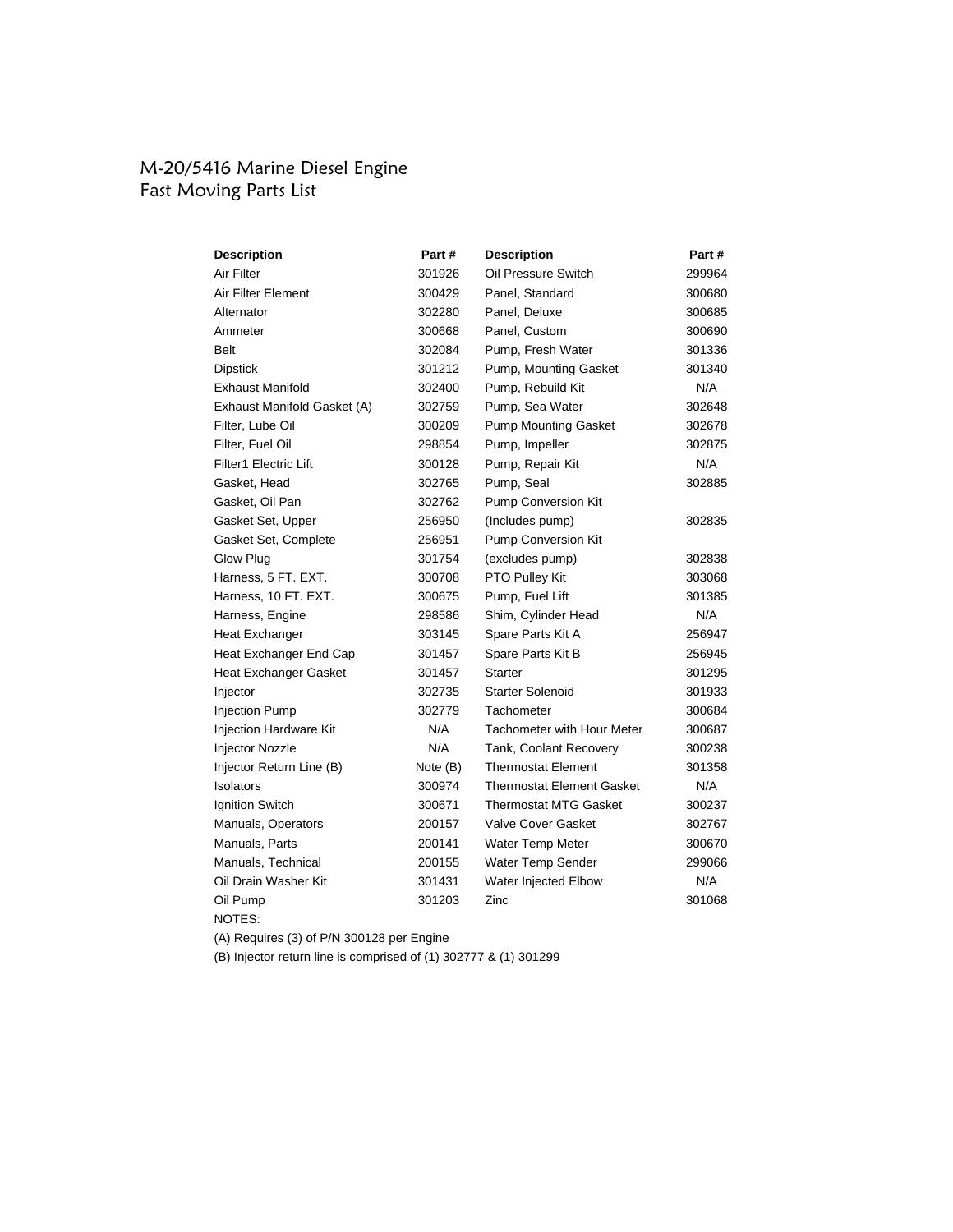# M-20/5416 Marine Diesel Engine
## Fast Moving Parts List

| Description | Part # | Description | Part # |
|---|---|---|---|
| Air Filter | 301926 | Oil Pressure Switch | 299964 |
| Air Filter Element | 300429 | Panel, Standard | 300680 |
| Alternator | 302280 | Panel, Deluxe | 300685 |
| Ammeter | 300668 | Panel, Custom | 300690 |
| Belt | 302084 | Pump, Fresh Water | 301336 |
| Dipstick | 301212 | Pump, Mounting Gasket | 301340 |
| Exhaust Manifold | 302400 | Pump, Rebuild Kit | N/A |
| Exhaust Manifold Gasket (A) | 302759 | Pump, Sea Water | 302648 |
| Filter, Lube Oil | 300209 | Pump Mounting Gasket | 302678 |
| Filter, Fuel Oil | 298854 | Pump, Impeller | 302875 |
| Filter1 Electric Lift | 300128 | Pump, Repair Kit | N/A |
| Gasket, Head | 302765 | Pump, Seal | 302885 |
| Gasket, Oil Pan | 302762 | Pump Conversion Kit | |
| Gasket Set, Upper | 256950 | (Includes pump) | 302835 |
| Gasket Set, Complete | 256951 | Pump Conversion Kit | |
| Glow Plug | 301754 | (excludes pump) | 302838 |
| Harness, 5 FT. EXT. | 300708 | PTO Pulley Kit | 303068 |
| Harness, 10 FT. EXT. | 300675 | Pump, Fuel Lift | 301385 |
| Harness, Engine | 298586 | Shim, Cylinder Head | N/A |
| Heat Exchanger | 303145 | Spare Parts Kit A | 256947 |
| Heat Exchanger End Cap | 301457 | Spare Parts Kit B | 256945 |
| Heat Exchanger Gasket | 301457 | Starter | 301295 |
| Injector | 302735 | Starter Solenoid | 301933 |
| Injection Pump | 302779 | Tachometer | 300684 |
| Injection Hardware Kit | N/A | Tachometer with Hour Meter | 300687 |
| Injector Nozzle | N/A | Tank, Coolant Recovery | 300238 |
| Injector Return Line (B) | Note (B) | Thermostat Element | 301358 |
| Isolators | 300974 | Thermostat Element Gasket | N/A |
| Ignition Switch | 300671 | Thermostat MTG Gasket | 300237 |
| Manuals, Operators | 200157 | Valve Cover Gasket | 302767 |
| Manuals, Parts | 200141 | Water Temp Meter | 300670 |
| Manuals, Technical | 200155 | Water Temp Sender | 299066 |
| Oil Drain Washer Kit | 301431 | Water Injected Elbow | N/A |
| Oil Pump | 301203 | Zinc | 301068 |

NOTES:

(A) Requires (3) of P/N 300128 per Engine

(B) Injector return line is comprised of (1) 302777 & (1) 301299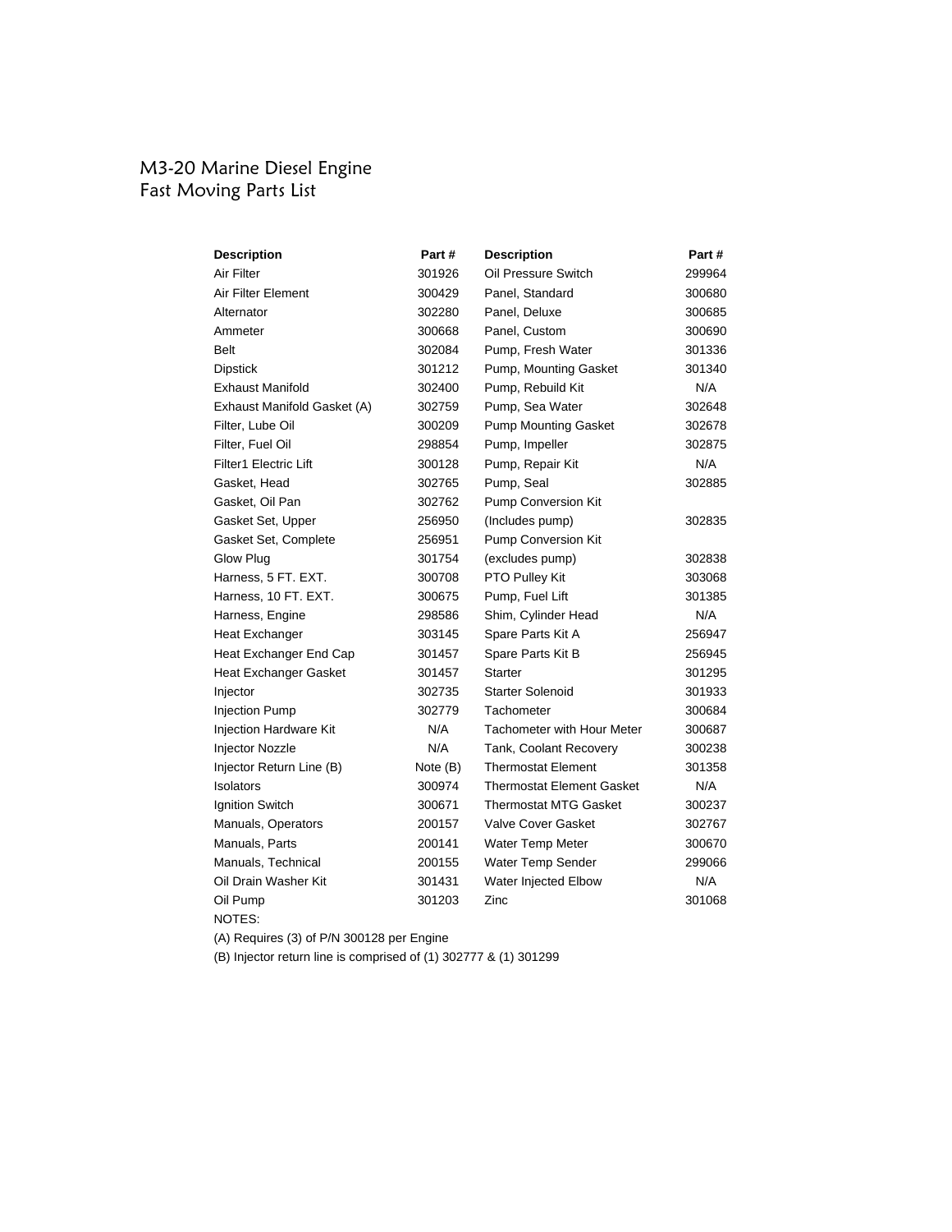# M3-20 Marine Diesel Engine
## Fast Moving Parts List

| Description | Part # | Description | Part # |
|---|---|---|---|
| Air Filter | 301926 | Oil Pressure Switch | 299964 |
| Air Filter Element | 300429 | Panel, Standard | 300680 |
| Alternator | 302280 | Panel, Deluxe | 300685 |
| Ammeter | 300668 | Panel, Custom | 300690 |
| Belt | 302084 | Pump, Fresh Water | 301336 |
| Dipstick | 301212 | Pump, Mounting Gasket | 301340 |
| Exhaust Manifold | 302400 | Pump, Rebuild Kit | N/A |
| Exhaust Manifold Gasket (A) | 302759 | Pump, Sea Water | 302648 |
| Filter, Lube Oil | 300209 | Pump Mounting Gasket | 302678 |
| Filter, Fuel Oil | 298854 | Pump, Impeller | 302875 |
| Filter1 Electric Lift | 300128 | Pump, Repair Kit | N/A |
| Gasket, Head | 302765 | Pump, Seal | 302885 |
| Gasket, Oil Pan | 302762 | Pump Conversion Kit | |
| Gasket Set, Upper | 256950 | (Includes pump) | 302835 |
| Gasket Set, Complete | 256951 | Pump Conversion Kit | |
| Glow Plug | 301754 | (excludes pump) | 302838 |
| Harness, 5 FT. EXT. | 300708 | PTO Pulley Kit | 303068 |
| Harness, 10 FT. EXT. | 300675 | Pump, Fuel Lift | 301385 |
| Harness, Engine | 298586 | Shim, Cylinder Head | N/A |
| Heat Exchanger | 303145 | Spare Parts Kit A | 256947 |
| Heat Exchanger End Cap | 301457 | Spare Parts Kit B | 256945 |
| Heat Exchanger Gasket | 301457 | Starter | 301295 |
| Injector | 302735 | Starter Solenoid | 301933 |
| Injection Pump | 302779 | Tachometer | 300684 |
| Injection Hardware Kit | N/A | Tachometer with Hour Meter | 300687 |
| Injector Nozzle | N/A | Tank, Coolant Recovery | 300238 |
| Injector Return Line (B) | Note (B) | Thermostat Element | 301358 |
| Isolators | 300974 | Thermostat Element Gasket | N/A |
| Ignition Switch | 300671 | Thermostat MTG Gasket | 300237 |
| Manuals, Operators | 200157 | Valve Cover Gasket | 302767 |
| Manuals, Parts | 200141 | Water Temp Meter | 300670 |
| Manuals, Technical | 200155 | Water Temp Sender | 299066 |
| Oil Drain Washer Kit | 301431 | Water Injected Elbow | N/A |
| Oil Pump | 301203 | Zinc | 301068 |

NOTES:

(A) Requires (3) of P/N 300128 per Engine

(B) Injector return line is comprised of (1) 302777 & (1) 301299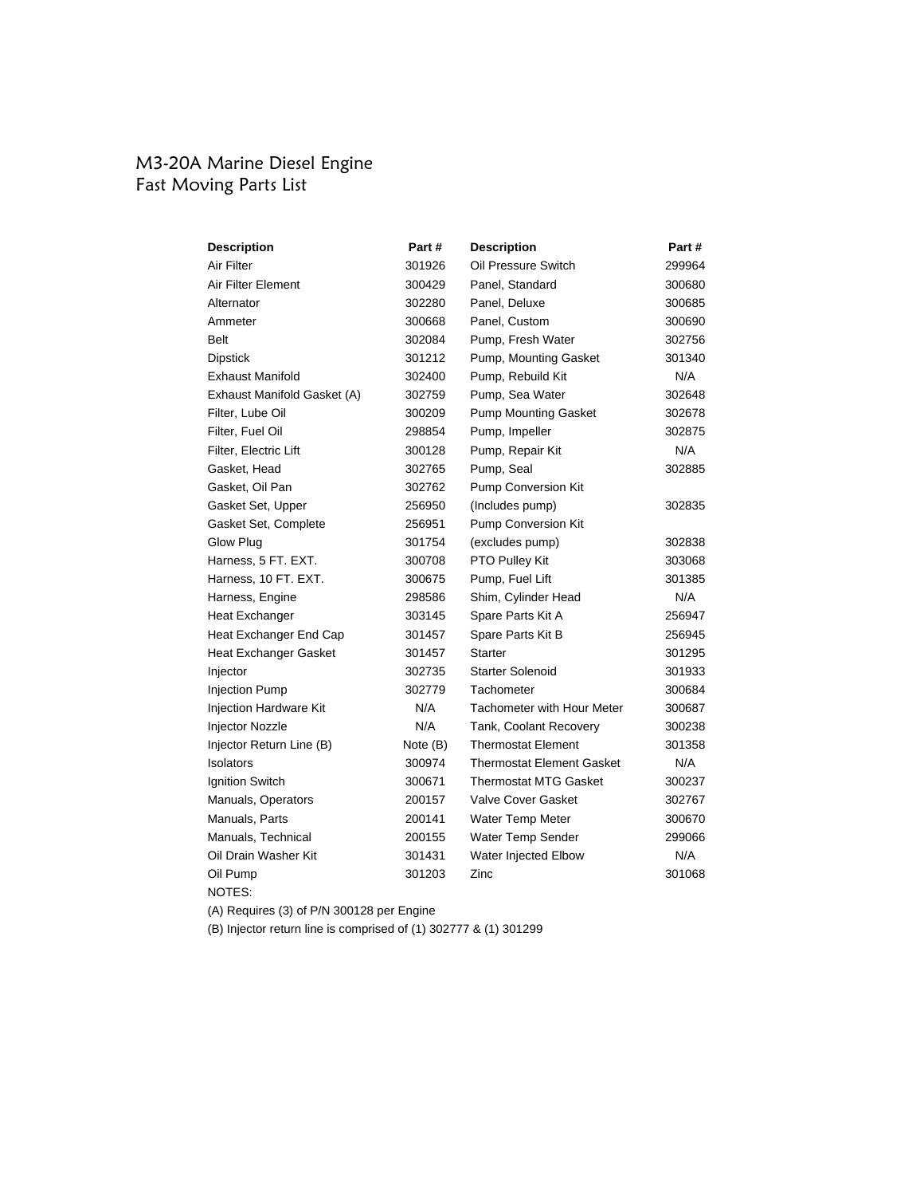# M3-20A Marine Diesel Engine
## Fast Moving Parts List

| Description | Part # | Description | Part # |
|---|---|---|---|
| Air Filter | 301926 | Oil Pressure Switch | 299964 |
| Air Filter Element | 300429 | Panel, Standard | 300680 |
| Alternator | 302280 | Panel, Deluxe | 300685 |
| Ammeter | 300668 | Panel, Custom | 300690 |
| Belt | 302084 | Pump, Fresh Water | 302756 |
| Dipstick | 301212 | Pump, Mounting Gasket | 301340 |
| Exhaust Manifold | 302400 | Pump, Rebuild Kit | N/A |
| Exhaust Manifold Gasket (A) | 302759 | Pump, Sea Water | 302648 |
| Filter, Lube Oil | 300209 | Pump Mounting Gasket | 302678 |
| Filter, Fuel Oil | 298854 | Pump, Impeller | 302875 |
| Filter, Electric Lift | 300128 | Pump, Repair Kit | N/A |
| Gasket, Head | 302765 | Pump, Seal | 302885 |
| Gasket, Oil Pan | 302762 | Pump Conversion Kit | |
| Gasket Set, Upper | 256950 | (Includes pump) | 302835 |
| Gasket Set, Complete | 256951 | Pump Conversion Kit | |
| Glow Plug | 301754 | (excludes pump) | 302838 |
| Harness, 5 FT. EXT. | 300708 | PTO Pulley Kit | 303068 |
| Harness, 10 FT. EXT. | 300675 | Pump, Fuel Lift | 301385 |
| Harness, Engine | 298586 | Shim, Cylinder Head | N/A |
| Heat Exchanger | 303145 | Spare Parts Kit A | 256947 |
| Heat Exchanger End Cap | 301457 | Spare Parts Kit B | 256945 |
| Heat Exchanger Gasket | 301457 | Starter | 301295 |
| Injector | 302735 | Starter Solenoid | 301933 |
| Injection Pump | 302779 | Tachometer | 300684 |
| Injection Hardware Kit | N/A | Tachometer with Hour Meter | 300687 |
| Injector Nozzle | N/A | Tank, Coolant Recovery | 300238 |
| Injector Return Line (B) | Note (B) | Thermostat Element | 301358 |
| Isolators | 300974 | Thermostat Element Gasket | N/A |
| Ignition Switch | 300671 | Thermostat MTG Gasket | 300237 |
| Manuals, Operators | 200157 | Valve Cover Gasket | 302767 |
| Manuals, Parts | 200141 | Water Temp Meter | 300670 |
| Manuals, Technical | 200155 | Water Temp Sender | 299066 |
| Oil Drain Washer Kit | 301431 | Water Injected Elbow | N/A |
| Oil Pump | 301203 | Zinc | 301068 |

NOTES:

(A) Requires (3) of P/N 300128 per Engine

(B) Injector return line is comprised of (1) 302777 & (1) 301299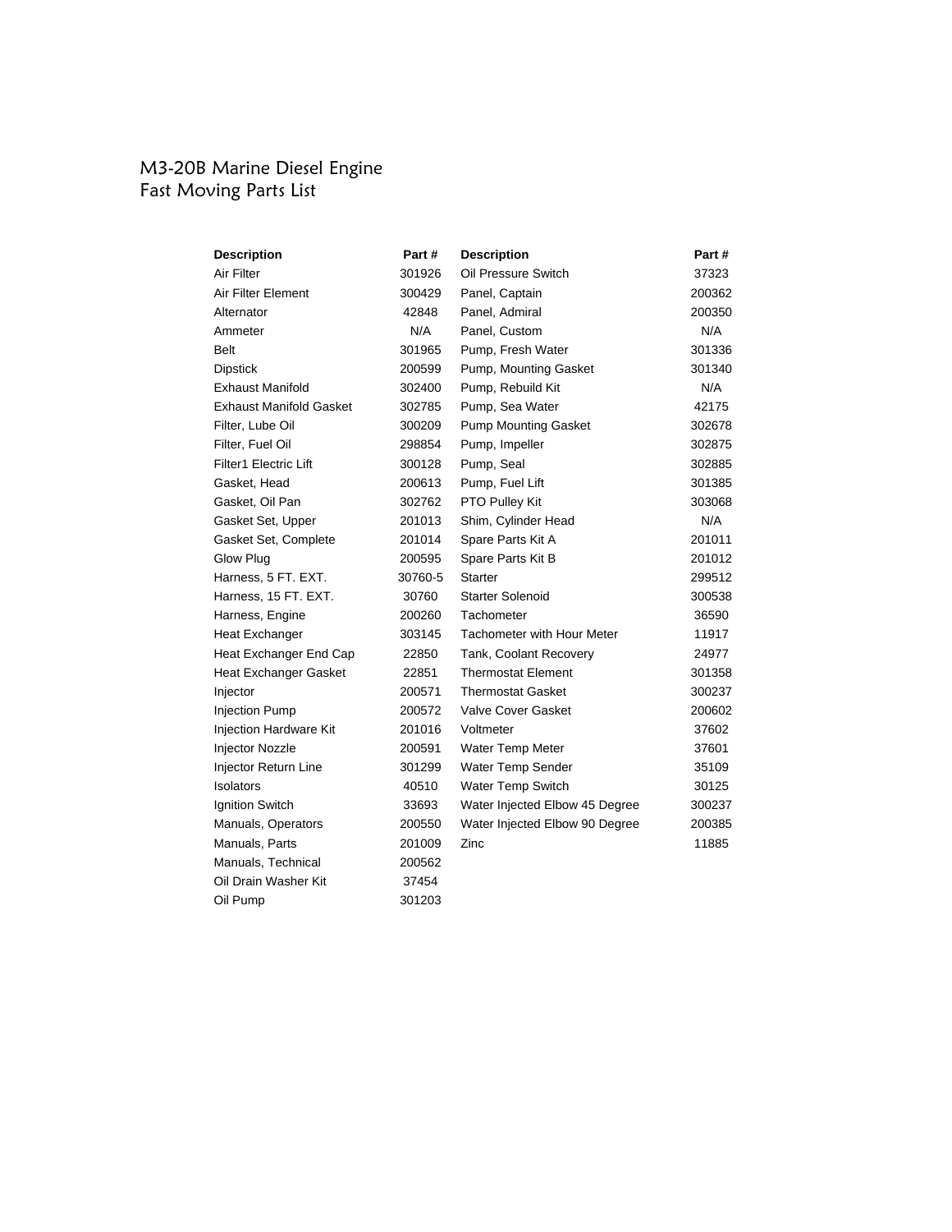# M3-20B Marine Diesel Engine
## Fast Moving Parts List

| Description | Part # | Description | Part # |
|---|---|---|---|
| Air Filter | 301926 | Oil Pressure Switch | 37323 |
| Air Filter Element | 300429 | Panel, Captain | 200362 |
| Alternator | 42848 | Panel, Admiral | 200350 |
| Ammeter | N/A | Panel, Custom | N/A |
| Belt | 301965 | Pump, Fresh Water | 301336 |
| Dipstick | 200599 | Pump, Mounting Gasket | 301340 |
| Exhaust Manifold | 302400 | Pump, Rebuild Kit | N/A |
| Exhaust Manifold Gasket | 302785 | Pump, Sea Water | 42175 |
| Filter, Lube Oil | 300209 | Pump Mounting Gasket | 302678 |
| Filter, Fuel Oil | 298854 | Pump, Impeller | 302875 |
| Filter1 Electric Lift | 300128 | Pump, Seal | 302885 |
| Gasket, Head | 200613 | Pump, Fuel Lift | 301385 |
| Gasket, Oil Pan | 302762 | PTO Pulley Kit | 303068 |
| Gasket Set, Upper | 201013 | Shim, Cylinder Head | N/A |
| Gasket Set, Complete | 201014 | Spare Parts Kit A | 201011 |
| Glow Plug | 200595 | Spare Parts Kit B | 201012 |
| Harness, 5 FT. EXT. | 30760-5 | Starter | 299512 |
| Harness, 15 FT. EXT. | 30760 | Starter Solenoid | 300538 |
| Harness, Engine | 200260 | Tachometer | 36590 |
| Heat Exchanger | 303145 | Tachometer with Hour Meter | 11917 |
| Heat Exchanger End Cap | 22850 | Tank, Coolant Recovery | 24977 |
| Heat Exchanger Gasket | 22851 | Thermostat Element | 301358 |
| Injector | 200571 | Thermostat Gasket | 300237 |
| Injection Pump | 200572 | Valve Cover Gasket | 200602 |
| Injection Hardware Kit | 201016 | Voltmeter | 37602 |
| Injector Nozzle | 200591 | Water Temp Meter | 37601 |
| Injector Return Line | 301299 | Water Temp Sender | 35109 |
| Isolators | 40510 | Water Temp Switch | 30125 |
| Ignition Switch | 33693 | Water Injected Elbow 45 Degree | 300237 |
| Manuals, Operators | 200550 | Water Injected Elbow 90 Degree | 200385 |
| Manuals, Parts | 201009 | Zinc | 11885 |
| Manuals, Technical | 200562 | | |
| Oil Drain Washer Kit | 37454 | | |
| Oil Pump | 301203 | | |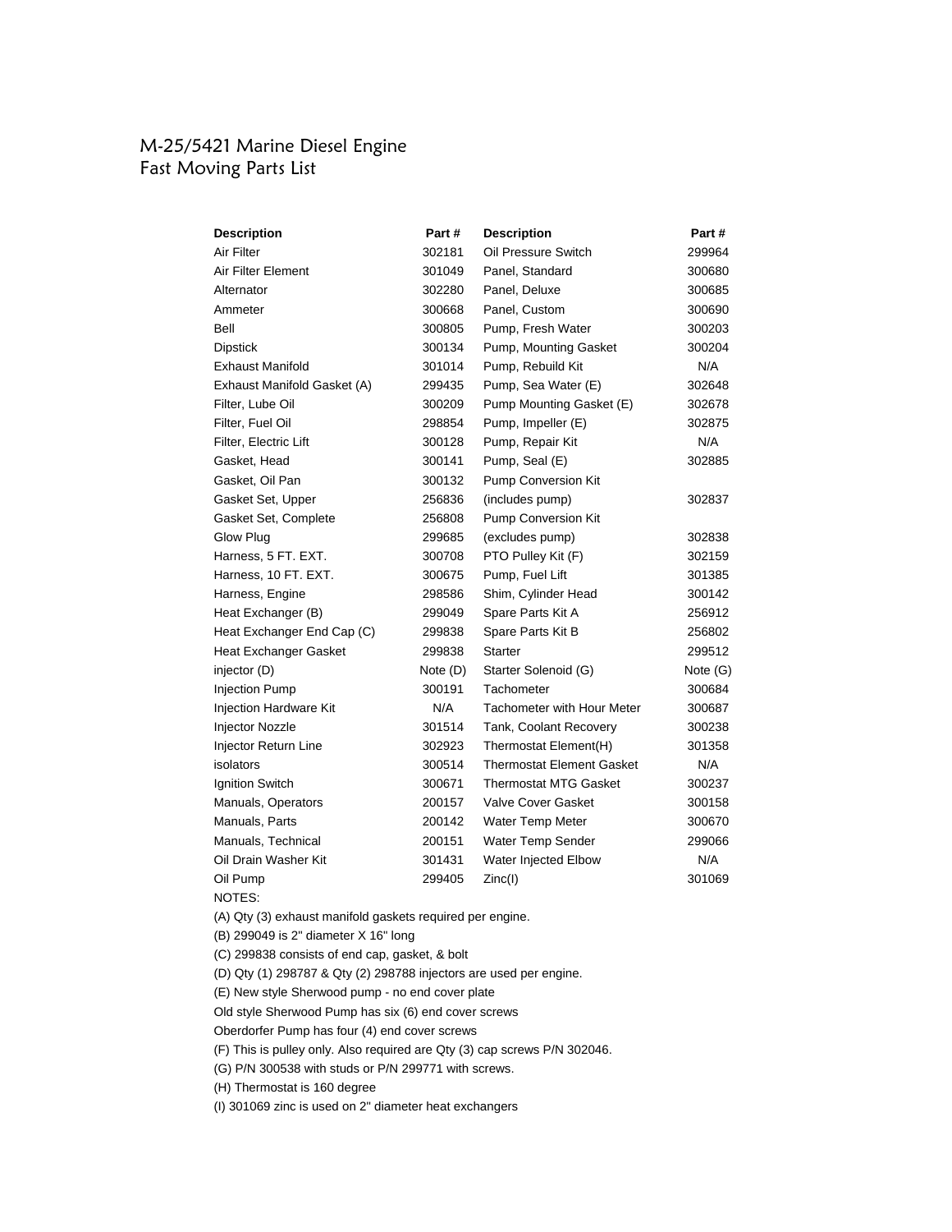# M-25/5421 Marine Diesel Engine
## Fast Moving Parts List

| Description | Part # | Description | Part # |
|---|---|---|---|
| Air Filter | 302181 | Oil Pressure Switch | 299964 |
| Air Filter Element | 301049 | Panel, Standard | 300680 |
| Alternator | 302280 | Panel, Deluxe | 300685 |
| Ammeter | 300668 | Panel, Custom | 300690 |
| Bell | 300805 | Pump, Fresh Water | 300203 |
| Dipstick | 300134 | Pump, Mounting Gasket | 300204 |
| Exhaust Manifold | 301014 | Pump, Rebuild Kit | N/A |
| Exhaust Manifold Gasket (A) | 299435 | Pump, Sea Water (E) | 302648 |
| Filter, Lube Oil | 300209 | Pump Mounting Gasket (E) | 302678 |
| Filter, Fuel Oil | 298854 | Pump, Impeller (E) | 302875 |
| Filter, Electric Lift | 300128 | Pump, Repair Kit | N/A |
| Gasket, Head | 300141 | Pump, Seal (E) | 302885 |
| Gasket, Oil Pan | 300132 | Pump Conversion Kit | |
| Gasket Set, Upper | 256836 | (includes pump) | 302837 |
| Gasket Set, Complete | 256808 | Pump Conversion Kit | |
| Glow Plug | 299685 | (excludes pump) | 302838 |
| Harness, 5 FT. EXT. | 300708 | PTO Pulley Kit (F) | 302159 |
| Harness, 10 FT. EXT. | 300675 | Pump, Fuel Lift | 301385 |
| Harness, Engine | 298586 | Shim, Cylinder Head | 300142 |
| Heat Exchanger (B) | 299049 | Spare Parts Kit A | 256912 |
| Heat Exchanger End Cap (C) | 299838 | Spare Parts Kit B | 256802 |
| Heat Exchanger Gasket | 299838 | Starter | 299512 |
| injector (D) | Note (D) | Starter Solenoid (G) | Note (G) |
| Injection Pump | 300191 | Tachometer | 300684 |
| Injection Hardware Kit | N/A | Tachometer with Hour Meter | 300687 |
| Injector Nozzle | 301514 | Tank, Coolant Recovery | 300238 |
| Injector Return Line | 302923 | Thermostat Element(H) | 301358 |
| isolators | 300514 | Thermostat Element Gasket | N/A |
| Ignition Switch | 300671 | Thermostat MTG Gasket | 300237 |
| Manuals, Operators | 200157 | Valve Cover Gasket | 300158 |
| Manuals, Parts | 200142 | Water Temp Meter | 300670 |
| Manuals, Technical | 200151 | Water Temp Sender | 299066 |
| Oil Drain Washer Kit | 301431 | Water Injected Elbow | N/A |
| Oil Pump | 299405 | Zinc(I) | 301069 |

NOTES:

(A) Qty (3) exhaust manifold gaskets required per engine.

(B) 299049 is 2" diameter X 16" long

(C) 299838 consists of end cap, gasket, & bolt

(D) Qty (1) 298787 & Qty (2) 298788 injectors are used per engine.

(E) New style Sherwood pump - no end cover plate

Old style Sherwood Pump has six (6) end cover screws

Oberdorfer Pump has four (4) end cover screws

(F) This is pulley only. Also required are Qty (3) cap screws P/N 302046.

(G) P/N 300538 with studs or P/N 299771 with screws.

(H) Thermostat is 160 degree

(I) 301069 zinc is used on 2" diameter heat exchangers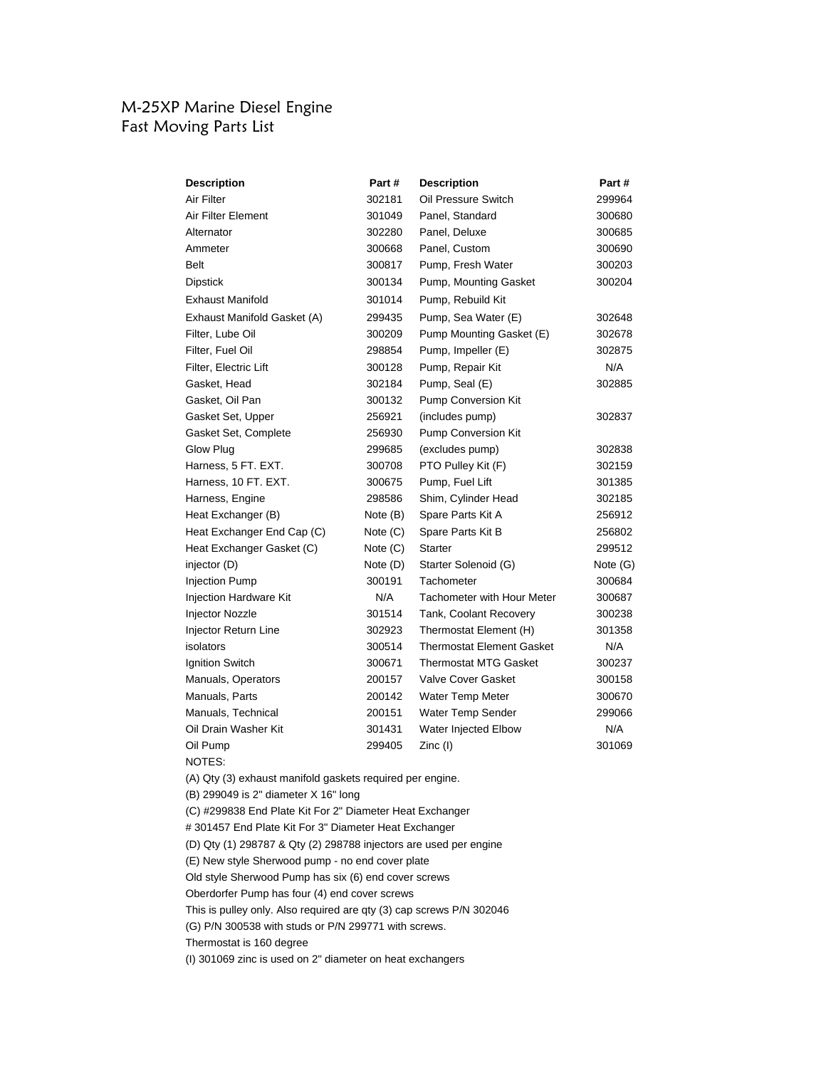# M-25XP Marine Diesel Engine
## Fast Moving Parts List

| Description | Part # | Description | Part # |
|---|---|---|---|
| Air Filter | 302181 | Oil Pressure Switch | 299964 |
| Air Filter Element | 301049 | Panel, Standard | 300680 |
| Alternator | 302280 | Panel, Deluxe | 300685 |
| Ammeter | 300668 | Panel, Custom | 300690 |
| Belt | 300817 | Pump, Fresh Water | 300203 |
| Dipstick | 300134 | Pump, Mounting Gasket | 300204 |
| Exhaust Manifold | 301014 | Pump, Rebuild Kit | |
| Exhaust Manifold Gasket (A) | 299435 | Pump, Sea Water (E) | 302648 |
| Filter, Lube Oil | 300209 | Pump Mounting Gasket (E) | 302678 |
| Filter, Fuel Oil | 298854 | Pump, Impeller (E) | 302875 |
| Filter, Electric Lift | 300128 | Pump, Repair Kit | N/A |
| Gasket, Head | 302184 | Pump, Seal (E) | 302885 |
| Gasket, Oil Pan | 300132 | Pump Conversion Kit | |
| Gasket Set, Upper | 256921 | (includes pump) | 302837 |
| Gasket Set, Complete | 256930 | Pump Conversion Kit | |
| Glow Plug | 299685 | (excludes pump) | 302838 |
| Harness, 5 FT. EXT. | 300708 | PTO Pulley Kit (F) | 302159 |
| Harness, 10 FT. EXT. | 300675 | Pump, Fuel Lift | 301385 |
| Harness, Engine | 298586 | Shim, Cylinder Head | 302185 |
| Heat Exchanger (B) | Note (B) | Spare Parts Kit A | 256912 |
| Heat Exchanger End Cap (C) | Note (C) | Spare Parts Kit B | 256802 |
| Heat Exchanger Gasket (C) | Note (C) | Starter | 299512 |
| injector (D) | Note (D) | Starter Solenoid (G) | Note (G) |
| Injection Pump | 300191 | Tachometer | 300684 |
| Injection Hardware Kit | N/A | Tachometer with Hour Meter | 300687 |
| Injector Nozzle | 301514 | Tank, Coolant Recovery | 300238 |
| Injector Return Line | 302923 | Thermostat Element (H) | 301358 |
| isolators | 300514 | Thermostat Element Gasket | N/A |
| Ignition Switch | 300671 | Thermostat MTG Gasket | 300237 |
| Manuals, Operators | 200157 | Valve Cover Gasket | 300158 |
| Manuals, Parts | 200142 | Water Temp Meter | 300670 |
| Manuals, Technical | 200151 | Water Temp Sender | 299066 |
| Oil Drain Washer Kit | 301431 | Water Injected Elbow | N/A |
| Oil Pump | 299405 | Zinc (I) | 301069 |

NOTES:

(A) Qty (3) exhaust manifold gaskets required per engine.

(B) 299049 is 2" diameter X 16" long

(C) #299838 End Plate Kit For 2" Diameter Heat Exchanger

# 301457 End Plate Kit For 3" Diameter Heat Exchanger

(D) Qty (1) 298787 & Qty (2) 298788 injectors are used per engine

(E) New style Sherwood pump - no end cover plate

Old style Sherwood Pump has six (6) end cover screws

Oberdorfer Pump has four (4) end cover screws

This is pulley only. Also required are qty (3) cap screws P/N 302046

(G) P/N 300538 with studs or P/N 299771 with screws.

Thermostat is 160 degree

(I) 301069 zinc is used on 2" diameter on heat exchangers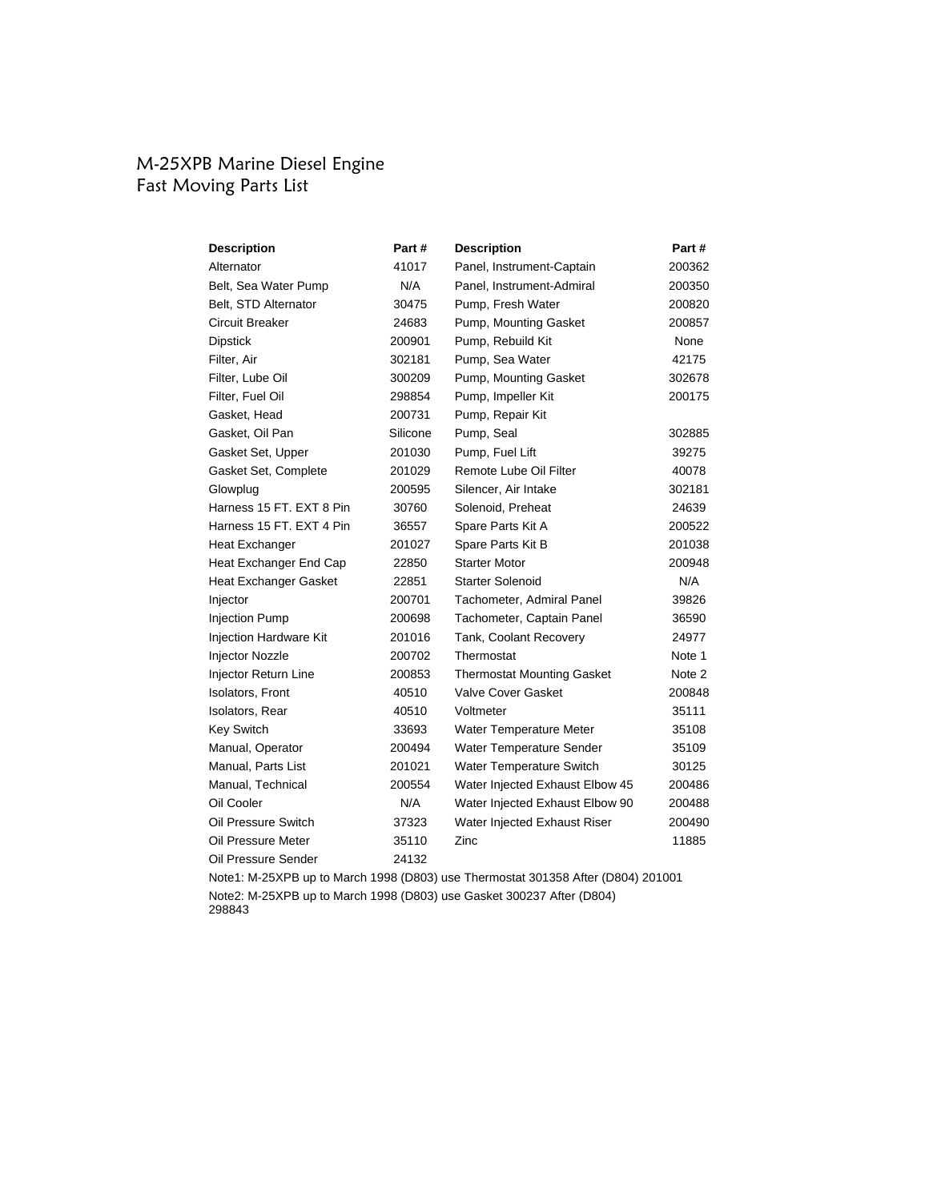# M-25XPB Marine Diesel Engine
## Fast Moving Parts List

| Description | Part # | Description | Part # |
|---|---|---|---|
| Alternator | 41017 | Panel, Instrument-Captain | 200362 |
| Belt, Sea Water Pump | N/A | Panel, Instrument-Admiral | 200350 |
| Belt, STD Alternator | 30475 | Pump, Fresh Water | 200820 |
| Circuit Breaker | 24683 | Pump, Mounting Gasket | 200857 |
| Dipstick | 200901 | Pump, Rebuild Kit | None |
| Filter, Air | 302181 | Pump, Sea Water | 42175 |
| Filter, Lube Oil | 300209 | Pump, Mounting Gasket | 302678 |
| Filter, Fuel Oil | 298854 | Pump, Impeller Kit | 200175 |
| Gasket, Head | 200731 | Pump, Repair Kit | |
| Gasket, Oil Pan | Silicone | Pump, Seal | 302885 |
| Gasket Set, Upper | 201030 | Pump, Fuel Lift | 39275 |
| Gasket Set, Complete | 201029 | Remote Lube Oil Filter | 40078 |
| Glowplug | 200595 | Silencer, Air Intake | 302181 |
| Harness 15 FT. EXT 8 Pin | 30760 | Solenoid, Preheat | 24639 |
| Harness 15 FT. EXT 4 Pin | 36557 | Spare Parts Kit A | 200522 |
| Heat Exchanger | 201027 | Spare Parts Kit B | 201038 |
| Heat Exchanger End Cap | 22850 | Starter Motor | 200948 |
| Heat Exchanger Gasket | 22851 | Starter Solenoid | N/A |
| Injector | 200701 | Tachometer, Admiral Panel | 39826 |
| Injection Pump | 200698 | Tachometer, Captain Panel | 36590 |
| Injection Hardware Kit | 201016 | Tank, Coolant Recovery | 24977 |
| Injector Nozzle | 200702 | Thermostat | Note 1 |
| Injector Return Line | 200853 | Thermostat Mounting Gasket | Note 2 |
| Isolators, Front | 40510 | Valve Cover Gasket | 200848 |
| Isolators, Rear | 40510 | Voltmeter | 35111 |
| Key Switch | 33693 | Water Temperature Meter | 35108 |
| Manual, Operator | 200494 | Water Temperature Sender | 35109 |
| Manual, Parts List | 201021 | Water Temperature Switch | 30125 |
| Manual, Technical | 200554 | Water Injected Exhaust Elbow 45 | 200486 |
| Oil Cooler | N/A | Water Injected Exhaust Elbow 90 | 200488 |
| Oil Pressure Switch | 37323 | Water Injected Exhaust Riser | 200490 |
| Oil Pressure Meter | 35110 | Zinc | 11885 |
| Oil Pressure Sender | 24132 | | |

Note1: M-25XPB up to March 1998 (D803) use Thermostat 301358 After (D804) 201001

Note2: M-25XPB up to March 1998 (D803) use Gasket 300237 After (D804) 298843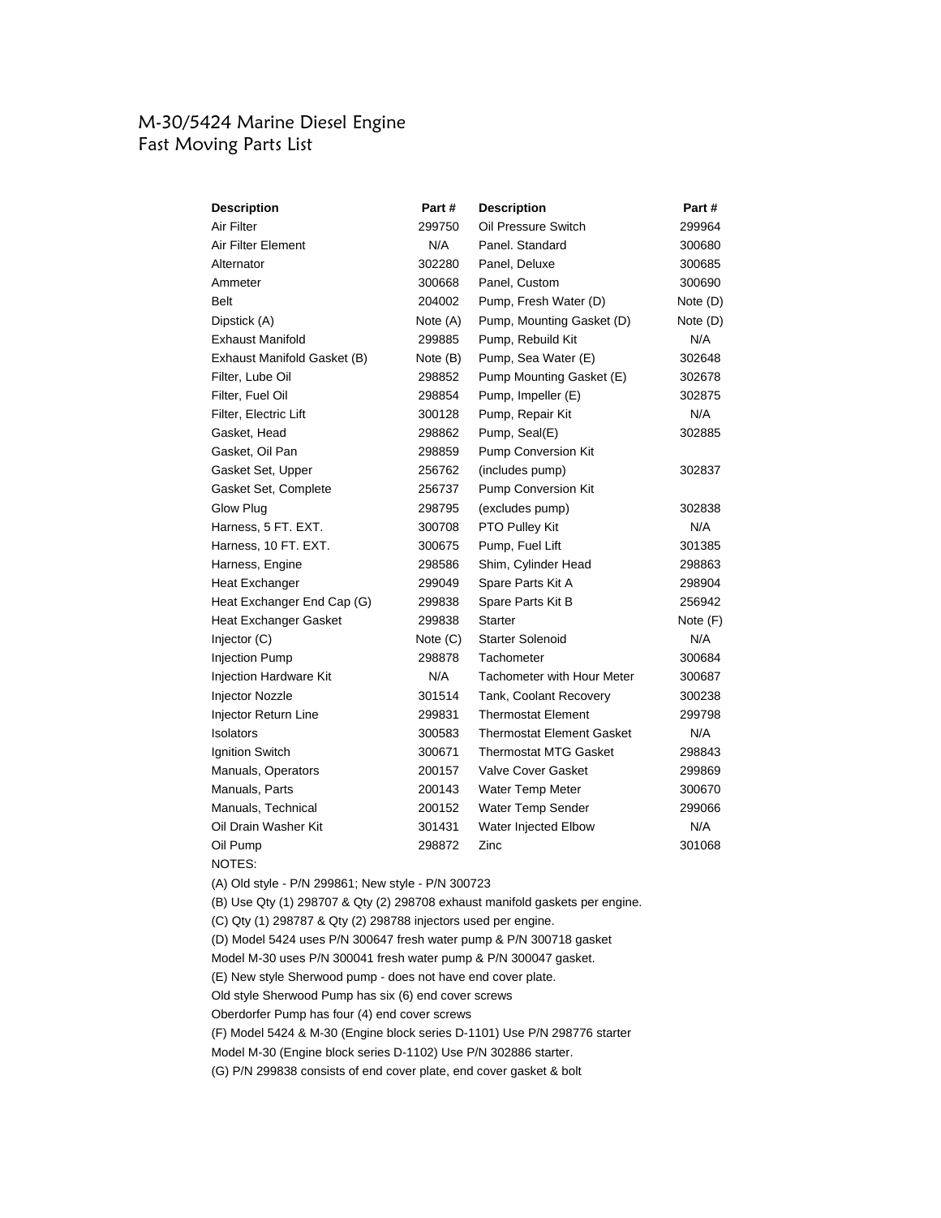# M-30/5424 Marine Diesel Engine
## Fast Moving Parts List

| Description | Part # | Description | Part # |
|---|---|---|---|
| Air Filter | 299750 | Oil Pressure Switch | 299964 |
| Air Filter Element | N/A | Panel. Standard | 300680 |
| Alternator | 302280 | Panel, Deluxe | 300685 |
| Ammeter | 300668 | Panel, Custom | 300690 |
| Belt | 204002 | Pump, Fresh Water (D) | Note (D) |
| Dipstick (A) | Note (A) | Pump, Mounting Gasket (D) | Note (D) |
| Exhaust Manifold | 299885 | Pump, Rebuild Kit | N/A |
| Exhaust Manifold Gasket (B) | Note (B) | Pump, Sea Water (E) | 302648 |
| Filter, Lube Oil | 298852 | Pump Mounting Gasket (E) | 302678 |
| Filter, Fuel Oil | 298854 | Pump, Impeller (E) | 302875 |
| Filter, Electric Lift | 300128 | Pump, Repair Kit | N/A |
| Gasket, Head | 298862 | Pump, Seal(E) | 302885 |
| Gasket, Oil Pan | 298859 | Pump Conversion Kit | |
| Gasket Set, Upper | 256762 | (includes pump) | 302837 |
| Gasket Set, Complete | 256737 | Pump Conversion Kit | |
| Glow Plug | 298795 | (excludes pump) | 302838 |
| Harness, 5 FT. EXT. | 300708 | PTO Pulley Kit | N/A |
| Harness, 10 FT. EXT. | 300675 | Pump, Fuel Lift | 301385 |
| Harness, Engine | 298586 | Shim, Cylinder Head | 298863 |
| Heat Exchanger | 299049 | Spare Parts Kit A | 298904 |
| Heat Exchanger End Cap (G) | 299838 | Spare Parts Kit B | 256942 |
| Heat Exchanger Gasket | 299838 | Starter | Note (F) |
| Injector (C) | Note (C) | Starter Solenoid | N/A |
| Injection Pump | 298878 | Tachometer | 300684 |
| Injection Hardware Kit | N/A | Tachometer with Hour Meter | 300687 |
| Injector Nozzle | 301514 | Tank, Coolant Recovery | 300238 |
| Injector Return Line | 299831 | Thermostat Element | 299798 |
| Isolators | 300583 | Thermostat Element Gasket | N/A |
| Ignition Switch | 300671 | Thermostat MTG Gasket | 298843 |
| Manuals, Operators | 200157 | Valve Cover Gasket | 299869 |
| Manuals, Parts | 200143 | Water Temp Meter | 300670 |
| Manuals, Technical | 200152 | Water Temp Sender | 299066 |
| Oil Drain Washer Kit | 301431 | Water Injected Elbow | N/A |
| Oil Pump | 298872 | Zinc | 301068 |

NOTES:

(A) Old style - P/N 299861; New style - P/N 300723

(B) Use Qty (1) 298707 & Qty (2) 298708 exhaust manifold gaskets per engine.

(C) Qty (1) 298787 & Qty (2) 298788 injectors used per engine.

(D) Model 5424 uses P/N 300647 fresh water pump & P/N 300718 gasket
Model M-30 uses P/N 300041 fresh water pump & P/N 300047 gasket.

(E) New style Sherwood pump - does not have end cover plate.
Old style Sherwood Pump has six (6) end cover screws
Oberdorfer Pump has four (4) end cover screws

(F) Model 5424 & M-30 (Engine block series D-1101) Use P/N 298776 starter
Model M-30 (Engine block series D-1102) Use P/N 302886 starter.

(G) P/N 299838 consists of end cover plate, end cover gasket & bolt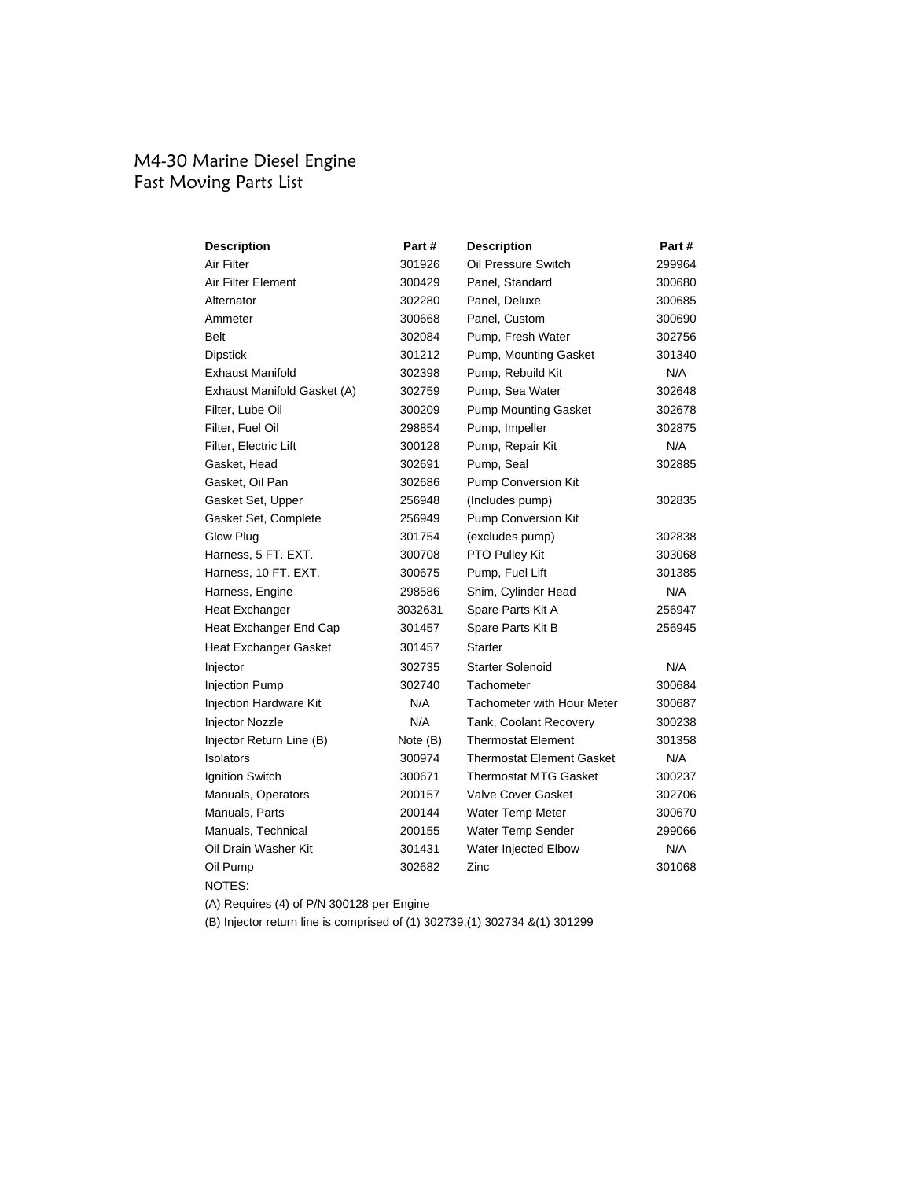# M4-30 Marine Diesel Engine
## Fast Moving Parts List

| Description | Part # | Description | Part # |
|---|---|---|---|
| Air Filter | 301926 | Oil Pressure Switch | 299964 |
| Air Filter Element | 300429 | Panel, Standard | 300680 |
| Alternator | 302280 | Panel, Deluxe | 300685 |
| Ammeter | 300668 | Panel, Custom | 300690 |
| Belt | 302084 | Pump, Fresh Water | 302756 |
| Dipstick | 301212 | Pump, Mounting Gasket | 301340 |
| Exhaust Manifold | 302398 | Pump, Rebuild Kit | N/A |
| Exhaust Manifold Gasket (A) | 302759 | Pump, Sea Water | 302648 |
| Filter, Lube Oil | 300209 | Pump Mounting Gasket | 302678 |
| Filter, Fuel Oil | 298854 | Pump, Impeller | 302875 |
| Filter, Electric Lift | 300128 | Pump, Repair Kit | N/A |
| Gasket, Head | 302691 | Pump, Seal | 302885 |
| Gasket, Oil Pan | 302686 | Pump Conversion Kit | |
| Gasket Set, Upper | 256948 | (Includes pump) | 302835 |
| Gasket Set, Complete | 256949 | Pump Conversion Kit | |
| Glow Plug | 301754 | (excludes pump) | 302838 |
| Harness, 5 FT. EXT. | 300708 | PTO Pulley Kit | 303068 |
| Harness, 10 FT. EXT. | 300675 | Pump, Fuel Lift | 301385 |
| Harness, Engine | 298586 | Shim, Cylinder Head | N/A |
| Heat Exchanger | 3032631 | Spare Parts Kit A | 256947 |
| Heat Exchanger End Cap | 301457 | Spare Parts Kit B | 256945 |
| Heat Exchanger Gasket | 301457 | Starter | |
| Injector | 302735 | Starter Solenoid | N/A |
| Injection Pump | 302740 | Tachometer | 300684 |
| Injection Hardware Kit | N/A | Tachometer with Hour Meter | 300687 |
| Injector Nozzle | N/A | Tank, Coolant Recovery | 300238 |
| Injector Return Line (B) | Note (B) | Thermostat Element | 301358 |
| Isolators | 300974 | Thermostat Element Gasket | N/A |
| Ignition Switch | 300671 | Thermostat MTG Gasket | 300237 |
| Manuals, Operators | 200157 | Valve Cover Gasket | 302706 |
| Manuals, Parts | 200144 | Water Temp Meter | 300670 |
| Manuals, Technical | 200155 | Water Temp Sender | 299066 |
| Oil Drain Washer Kit | 301431 | Water Injected Elbow | N/A |
| Oil Pump | 302682 | Zinc | 301068 |

NOTES:

(A) Requires (4) of P/N 300128 per Engine

(B) Injector return line is comprised of (1) 302739,(1) 302734 &(1) 301299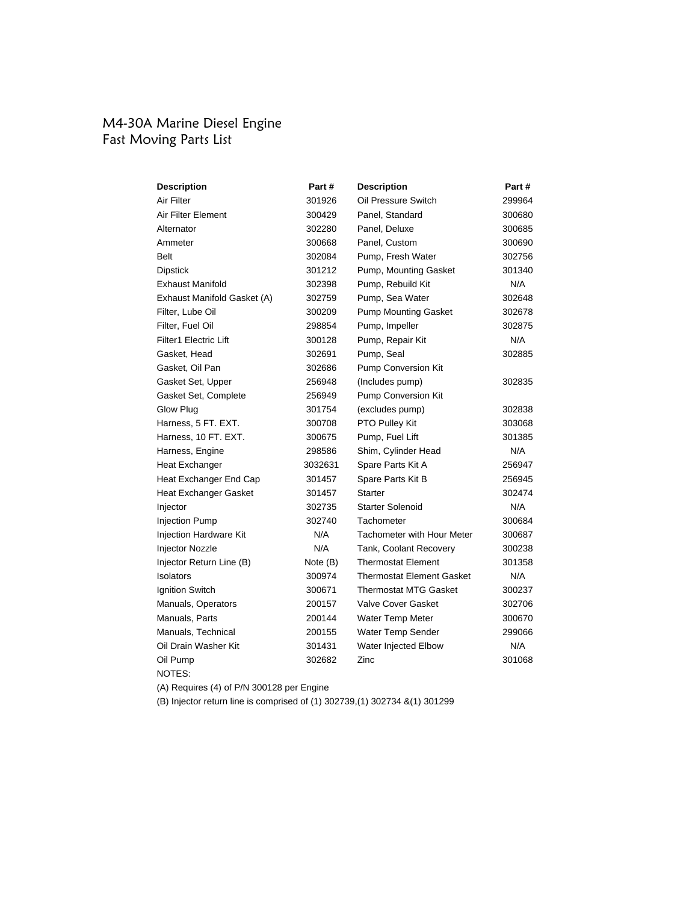# M4-30A Marine Diesel Engine
## Fast Moving Parts List

| Description | Part # | Description | Part # |
|---|---|---|---|
| Air Filter | 301926 | Oil Pressure Switch | 299964 |
| Air Filter Element | 300429 | Panel, Standard | 300680 |
| Alternator | 302280 | Panel, Deluxe | 300685 |
| Ammeter | 300668 | Panel, Custom | 300690 |
| Belt | 302084 | Pump, Fresh Water | 302756 |
| Dipstick | 301212 | Pump, Mounting Gasket | 301340 |
| Exhaust Manifold | 302398 | Pump, Rebuild Kit | N/A |
| Exhaust Manifold Gasket (A) | 302759 | Pump, Sea Water | 302648 |
| Filter, Lube Oil | 300209 | Pump Mounting Gasket | 302678 |
| Filter, Fuel Oil | 298854 | Pump, Impeller | 302875 |
| Filter1 Electric Lift | 300128 | Pump, Repair Kit | N/A |
| Gasket, Head | 302691 | Pump, Seal | 302885 |
| Gasket, Oil Pan | 302686 | Pump Conversion Kit | |
| Gasket Set, Upper | 256948 | (Includes pump) | 302835 |
| Gasket Set, Complete | 256949 | Pump Conversion Kit | |
| Glow Plug | 301754 | (excludes pump) | 302838 |
| Harness, 5 FT. EXT. | 300708 | PTO Pulley Kit | 303068 |
| Harness, 10 FT. EXT. | 300675 | Pump, Fuel Lift | 301385 |
| Harness, Engine | 298586 | Shim, Cylinder Head | N/A |
| Heat Exchanger | 3032631 | Spare Parts Kit A | 256947 |
| Heat Exchanger End Cap | 301457 | Spare Parts Kit B | 256945 |
| Heat Exchanger Gasket | 301457 | Starter | 302474 |
| Injector | 302735 | Starter Solenoid | N/A |
| Injection Pump | 302740 | Tachometer | 300684 |
| Injection Hardware Kit | N/A | Tachometer with Hour Meter | 300687 |
| Injector Nozzle | N/A | Tank, Coolant Recovery | 300238 |
| Injector Return Line (B) | Note (B) | Thermostat Element | 301358 |
| Isolators | 300974 | Thermostat Element Gasket | N/A |
| Ignition Switch | 300671 | Thermostat MTG Gasket | 300237 |
| Manuals, Operators | 200157 | Valve Cover Gasket | 302706 |
| Manuals, Parts | 200144 | Water Temp Meter | 300670 |
| Manuals, Technical | 200155 | Water Temp Sender | 299066 |
| Oil Drain Washer Kit | 301431 | Water Injected Elbow | N/A |
| Oil Pump | 302682 | Zinc | 301068 |

NOTES:

(A) Requires (4) of P/N 300128 per Engine

(B) Injector return line is comprised of (1) 302739,(1) 302734 &(1) 301299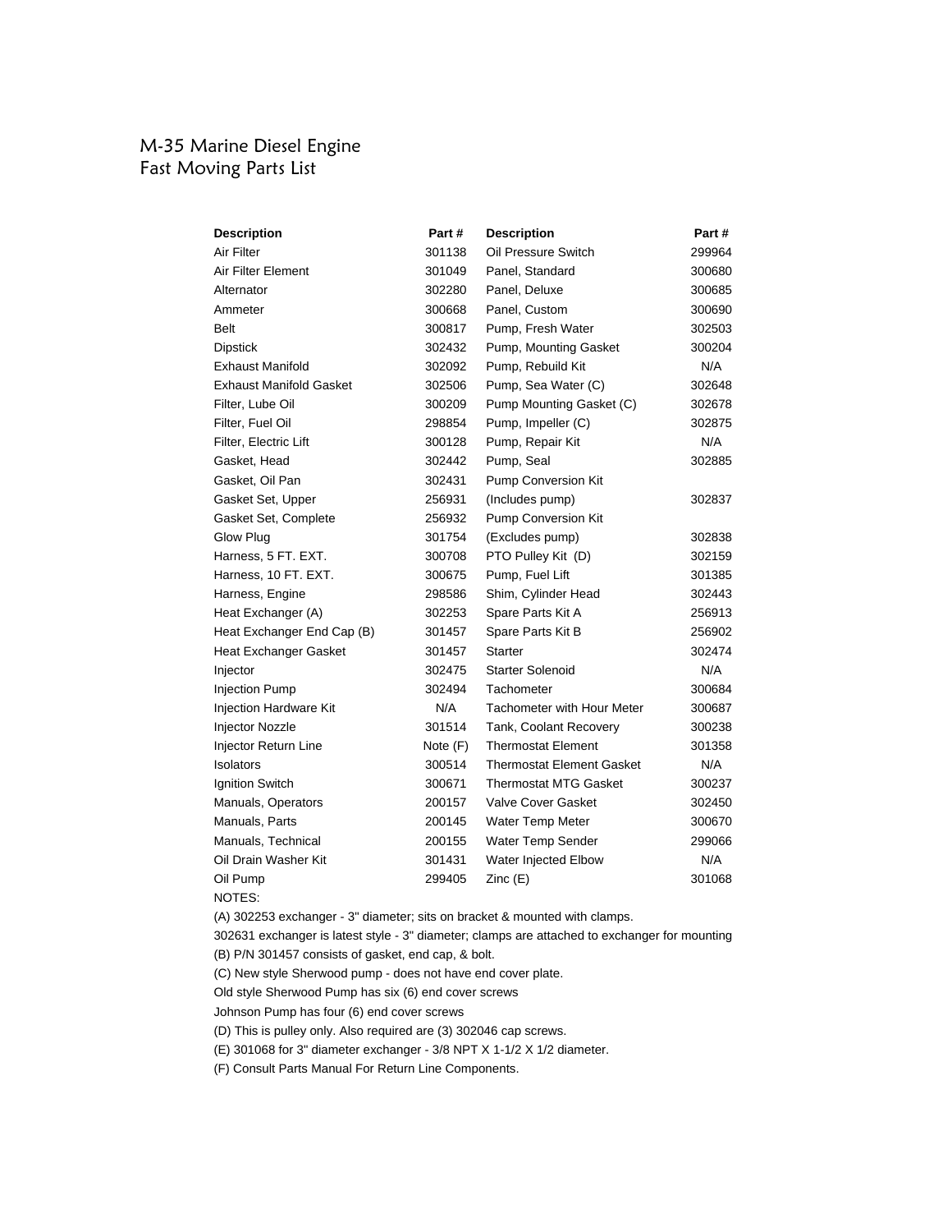# M-35 Marine Diesel Engine
## Fast Moving Parts List

| Description | Part # | Description | Part # |
|---|---|---|---|
| Air Filter | 301138 | Oil Pressure Switch | 299964 |
| Air Filter Element | 301049 | Panel, Standard | 300680 |
| Alternator | 302280 | Panel, Deluxe | 300685 |
| Ammeter | 300668 | Panel, Custom | 300690 |
| Belt | 300817 | Pump, Fresh Water | 302503 |
| Dipstick | 302432 | Pump, Mounting Gasket | 300204 |
| Exhaust Manifold | 302092 | Pump, Rebuild Kit | N/A |
| Exhaust Manifold Gasket | 302506 | Pump, Sea Water (C) | 302648 |
| Filter, Lube Oil | 300209 | Pump Mounting Gasket (C) | 302678 |
| Filter, Fuel Oil | 298854 | Pump, Impeller (C) | 302875 |
| Filter, Electric Lift | 300128 | Pump, Repair Kit | N/A |
| Gasket, Head | 302442 | Pump, Seal | 302885 |
| Gasket, Oil Pan | 302431 | Pump Conversion Kit | |
| Gasket Set, Upper | 256931 | (Includes pump) | 302837 |
| Gasket Set, Complete | 256932 | Pump Conversion Kit | |
| Glow Plug | 301754 | (Excludes pump) | 302838 |
| Harness, 5 FT. EXT. | 300708 | PTO Pulley Kit (D) | 302159 |
| Harness, 10 FT. EXT. | 300675 | Pump, Fuel Lift | 301385 |
| Harness, Engine | 298586 | Shim, Cylinder Head | 302443 |
| Heat Exchanger (A) | 302253 | Spare Parts Kit A | 256913 |
| Heat Exchanger End Cap (B) | 301457 | Spare Parts Kit B | 256902 |
| Heat Exchanger Gasket | 301457 | Starter | 302474 |
| Injector | 302475 | Starter Solenoid | N/A |
| Injection Pump | 302494 | Tachometer | 300684 |
| Injection Hardware Kit | N/A | Tachometer with Hour Meter | 300687 |
| Injector Nozzle | 301514 | Tank, Coolant Recovery | 300238 |
| Injector Return Line | Note (F) | Thermostat Element | 301358 |
| Isolators | 300514 | Thermostat Element Gasket | N/A |
| Ignition Switch | 300671 | Thermostat MTG Gasket | 300237 |
| Manuals, Operators | 200157 | Valve Cover Gasket | 302450 |
| Manuals, Parts | 200145 | Water Temp Meter | 300670 |
| Manuals, Technical | 200155 | Water Temp Sender | 299066 |
| Oil Drain Washer Kit | 301431 | Water Injected Elbow | N/A |
| Oil Pump | 299405 | Zinc (E) | 301068 |

NOTES:

(A) 302253 exchanger - 3" diameter; sits on bracket & mounted with clamps.

302631 exchanger is latest style - 3" diameter; clamps are attached to exchanger for mounting

(B) P/N 301457 consists of gasket, end cap, & bolt.

(C) New style Sherwood pump - does not have end cover plate.

Old style Sherwood Pump has six (6) end cover screws

Johnson Pump has four (6) end cover screws

(D) This is pulley only. Also required are (3) 302046 cap screws.

(E) 301068 for 3" diameter exchanger - 3/8 NPT X 1-1/2 X 1/2 diameter.

(F) Consult Parts Manual For Return Line Components.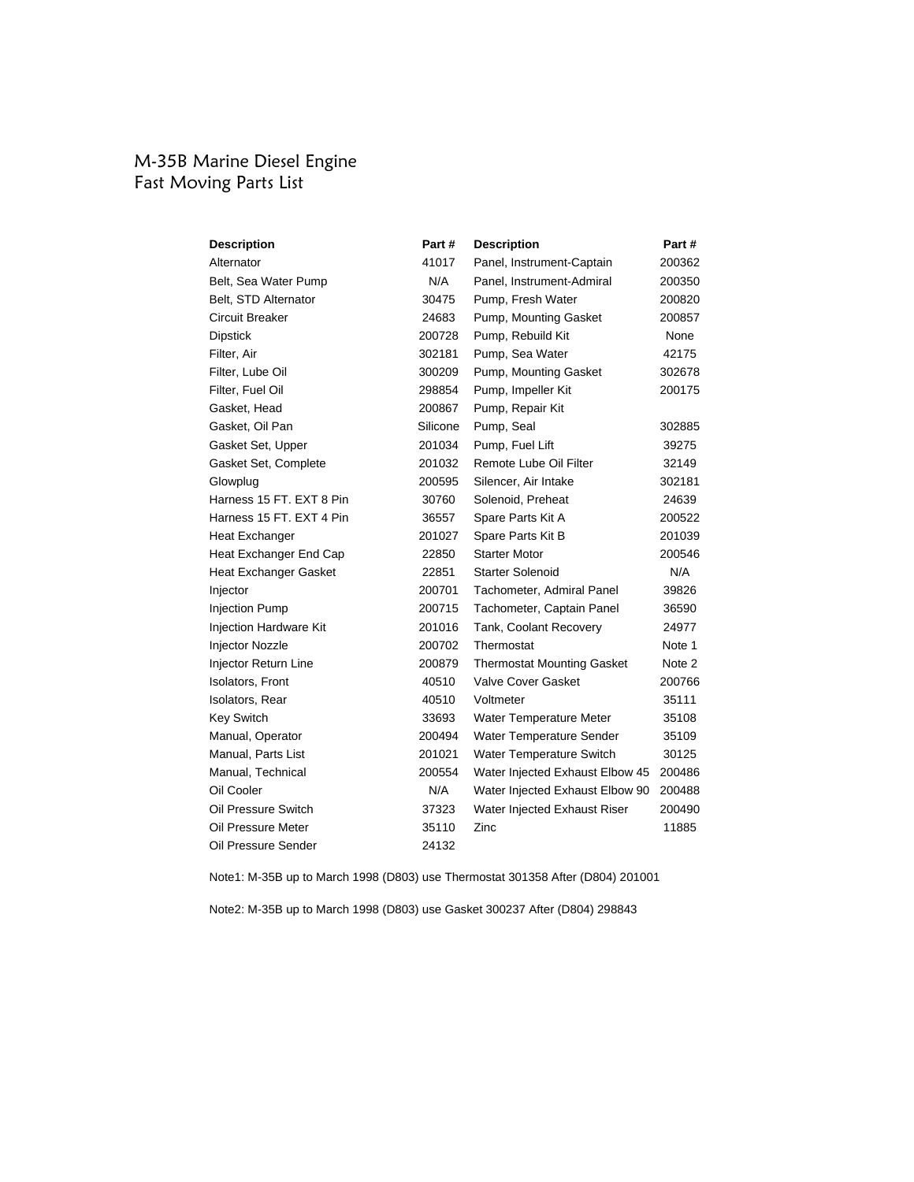# M-35B Marine Diesel Engine
## Fast Moving Parts List

| Description | Part # | Description | Part # |
|---|---|---|---|
| Alternator | 41017 | Panel, Instrument-Captain | 200362 |
| Belt, Sea Water Pump | N/A | Panel, Instrument-Admiral | 200350 |
| Belt, STD Alternator | 30475 | Pump, Fresh Water | 200820 |
| Circuit Breaker | 24683 | Pump, Mounting Gasket | 200857 |
| Dipstick | 200728 | Pump, Rebuild Kit | None |
| Filter, Air | 302181 | Pump, Sea Water | 42175 |
| Filter, Lube Oil | 300209 | Pump, Mounting Gasket | 302678 |
| Filter, Fuel Oil | 298854 | Pump, Impeller Kit | 200175 |
| Gasket, Head | 200867 | Pump, Repair Kit | |
| Gasket, Oil Pan | Silicone | Pump, Seal | 302885 |
| Gasket Set, Upper | 201034 | Pump, Fuel Lift | 39275 |
| Gasket Set, Complete | 201032 | Remote Lube Oil Filter | 32149 |
| Glowplug | 200595 | Silencer, Air Intake | 302181 |
| Harness 15 FT. EXT 8 Pin | 30760 | Solenoid, Preheat | 24639 |
| Harness 15 FT. EXT 4 Pin | 36557 | Spare Parts Kit A | 200522 |
| Heat Exchanger | 201027 | Spare Parts Kit B | 201039 |
| Heat Exchanger End Cap | 22850 | Starter Motor | 200546 |
| Heat Exchanger Gasket | 22851 | Starter Solenoid | N/A |
| Injector | 200701 | Tachometer, Admiral Panel | 39826 |
| Injection Pump | 200715 | Tachometer, Captain Panel | 36590 |
| Injection Hardware Kit | 201016 | Tank, Coolant Recovery | 24977 |
| Injector Nozzle | 200702 | Thermostat | Note 1 |
| Injector Return Line | 200879 | Thermostat Mounting Gasket | Note 2 |
| Isolators, Front | 40510 | Valve Cover Gasket | 200766 |
| Isolators, Rear | 40510 | Voltmeter | 35111 |
| Key Switch | 33693 | Water Temperature Meter | 35108 |
| Manual, Operator | 200494 | Water Temperature Sender | 35109 |
| Manual, Parts List | 201021 | Water Temperature Switch | 30125 |
| Manual, Technical | 200554 | Water Injected Exhaust Elbow 45 | 200486 |
| Oil Cooler | N/A | Water Injected Exhaust Elbow 90 | 200488 |
| Oil Pressure Switch | 37323 | Water Injected Exhaust Riser | 200490 |
| Oil Pressure Meter | 35110 | Zinc | 11885 |
| Oil Pressure Sender | 24132 | | |

Note1: M-35B up to March 1998 (D803) use Thermostat 301358 After (D804) 201001

Note2: M-35B up to March 1998 (D803) use Gasket 300237 After (D804) 298843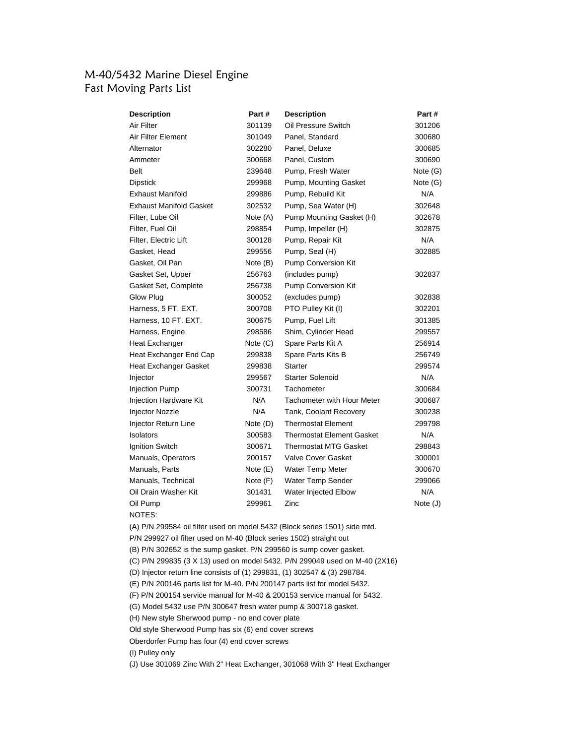# M-40/5432 Marine Diesel Engine
## Fast Moving Parts List

| Description | Part # | Description | Part # |
|---|---|---|---|
| Air Filter | 301139 | Oil Pressure Switch | 301206 |
| Air Filter Element | 301049 | Panel, Standard | 300680 |
| Alternator | 302280 | Panel, Deluxe | 300685 |
| Ammeter | 300668 | Panel, Custom | 300690 |
| Belt | 239648 | Pump, Fresh Water | Note (G) |
| Dipstick | 299968 | Pump, Mounting Gasket | Note (G) |
| Exhaust Manifold | 299886 | Pump, Rebuild Kit | N/A |
| Exhaust Manifold Gasket | 302532 | Pump, Sea Water (H) | 302648 |
| Filter, Lube Oil | Note (A) | Pump Mounting Gasket (H) | 302678 |
| Filter, Fuel Oil | 298854 | Pump, Impeller (H) | 302875 |
| Filter, Electric Lift | 300128 | Pump, Repair Kit | N/A |
| Gasket, Head | 299556 | Pump, Seal (H) | 302885 |
| Gasket, Oil Pan | Note (B) | Pump Conversion Kit | |
| Gasket Set, Upper | 256763 | (includes pump) | 302837 |
| Gasket Set, Complete | 256738 | Pump Conversion Kit | |
| Glow Plug | 300052 | (excludes pump) | 302838 |
| Harness, 5 FT. EXT. | 300708 | PTO Pulley Kit (I) | 302201 |
| Harness, 10 FT. EXT. | 300675 | Pump, Fuel Lift | 301385 |
| Harness, Engine | 298586 | Shim, Cylinder Head | 299557 |
| Heat Exchanger | Note (C) | Spare Parts Kit A | 256914 |
| Heat Exchanger End Cap | 299838 | Spare Parts Kits B | 256749 |
| Heat Exchanger Gasket | 299838 | Starter | 299574 |
| Injector | 299567 | Starter Solenoid | N/A |
| Injection Pump | 300731 | Tachometer | 300684 |
| Injection Hardware Kit | N/A | Tachometer with Hour Meter | 300687 |
| Injector Nozzle | N/A | Tank, Coolant Recovery | 300238 |
| Injector Return Line | Note (D) | Thermostat Element | 299798 |
| Isolators | 300583 | Thermostat Element Gasket | N/A |
| Ignition Switch | 300671 | Thermostat MTG Gasket | 298843 |
| Manuals, Operators | 200157 | Valve Cover Gasket | 300001 |
| Manuals, Parts | Note (E) | Water Temp Meter | 300670 |
| Manuals, Technical | Note (F) | Water Temp Sender | 299066 |
| Oil Drain Washer Kit | 301431 | Water Injected Elbow | N/A |
| Oil Pump | 299961 | Zinc | Note (J) |

NOTES:

(A) P/N 299584 oil filter used on model 5432 (Block series 1501) side mtd.
P/N 299927 oil filter used on M-40 (Block series 1502) straight out

(B) P/N 302652 is the sump gasket. P/N 299560 is sump cover gasket.

(C) P/N 299835 (3 X 13) used on model 5432. P/N 299049 used on M-40 (2X16)

(D) Injector return line consists of (1) 299831, (1) 302547 & (3) 298784.

(E) P/N 200146 parts list for M-40. P/N 200147 parts list for model 5432.

(F) P/N 200154 service manual for M-40 & 200153 service manual for 5432.

(G) Model 5432 use P/N 300647 fresh water pump & 300718 gasket.

(H) New style Sherwood pump - no end cover plate
Old style Sherwood Pump has six (6) end cover screws
Oberdorfer Pump has four (4) end cover screws

(I) Pulley only

(J) Use 301069 Zinc With 2" Heat Exchanger, 301068 With 3" Heat Exchanger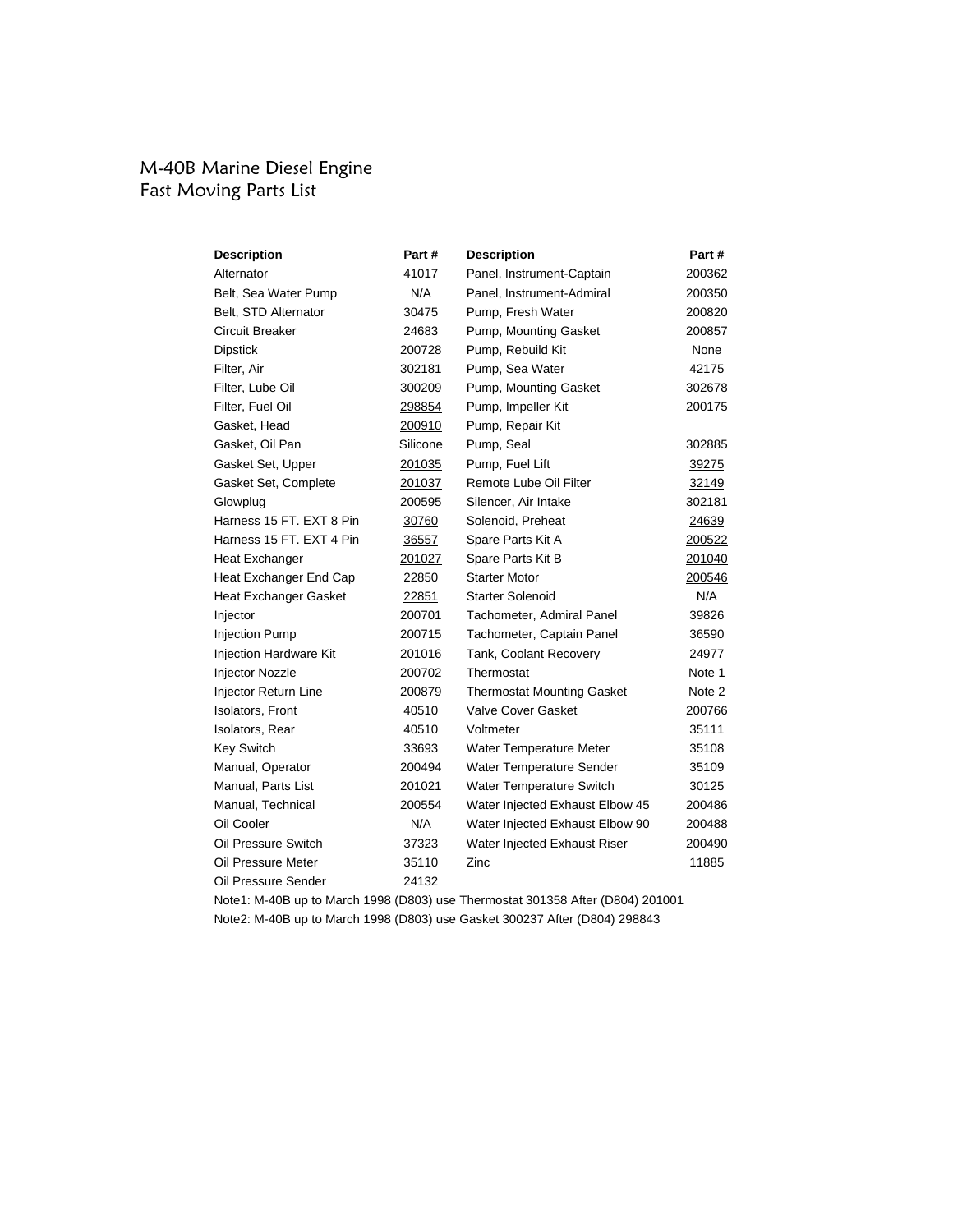# M-40B Marine Diesel Engine
# Fast Moving Parts List

| Description | Part # | Description | Part # |
|---|---|---|---|
| Alternator | 41017 | Panel, Instrument-Captain | 200362 |
| Belt, Sea Water Pump | N/A | Panel, Instrument-Admiral | 200350 |
| Belt, STD Alternator | 30475 | Pump, Fresh Water | 200820 |
| Circuit Breaker | 24683 | Pump, Mounting Gasket | 200857 |
| Dipstick | 200728 | Pump, Rebuild Kit | None |
| Filter, Air | 302181 | Pump, Sea Water | 42175 |
| Filter, Lube Oil | 300209 | Pump, Mounting Gasket | 302678 |
| Filter, Fuel Oil | 298854 | Pump, Impeller Kit | 200175 |
| Gasket, Head | 200910 | Pump, Repair Kit | |
| Gasket, Oil Pan | Silicone | Pump, Seal | 302885 |
| Gasket Set, Upper | 201035 | Pump, Fuel Lift | 39275 |
| Gasket Set, Complete | 201037 | Remote Lube Oil Filter | 32149 |
| Glowplug | 200595 | Silencer, Air Intake | 302181 |
| Harness 15 FT. EXT 8 Pin | 30760 | Solenoid, Preheat | 24639 |
| Harness 15 FT. EXT 4 Pin | 36557 | Spare Parts Kit A | 200522 |
| Heat Exchanger | 201027 | Spare Parts Kit B | 201040 |
| Heat Exchanger End Cap | 22850 | Starter Motor | 200546 |
| Heat Exchanger Gasket | 22851 | Starter Solenoid | N/A |
| Injector | 200701 | Tachometer, Admiral Panel | 39826 |
| Injection Pump | 200715 | Tachometer, Captain Panel | 36590 |
| Injection Hardware Kit | 201016 | Tank, Coolant Recovery | 24977 |
| Injector Nozzle | 200702 | Thermostat | Note 1 |
| Injector Return Line | 200879 | Thermostat Mounting Gasket | Note 2 |
| Isolators, Front | 40510 | Valve Cover Gasket | 200766 |
| Isolators, Rear | 40510 | Voltmeter | 35111 |
| Key Switch | 33693 | Water Temperature Meter | 35108 |
| Manual, Operator | 200494 | Water Temperature Sender | 35109 |
| Manual, Parts List | 201021 | Water Temperature Switch | 30125 |
| Manual, Technical | 200554 | Water Injected Exhaust Elbow 45 | 200486 |
| Oil Cooler | N/A | Water Injected Exhaust Elbow 90 | 200488 |
| Oil Pressure Switch | 37323 | Water Injected Exhaust Riser | 200490 |
| Oil Pressure Meter | 35110 | Zinc | 11885 |
| Oil Pressure Sender | 24132 | | |

Note1: M-40B up to March 1998 (D803) use Thermostat 301358 After (D804) 201001

Note2: M-40B up to March 1998 (D803) use Gasket 300237 After (D804) 298843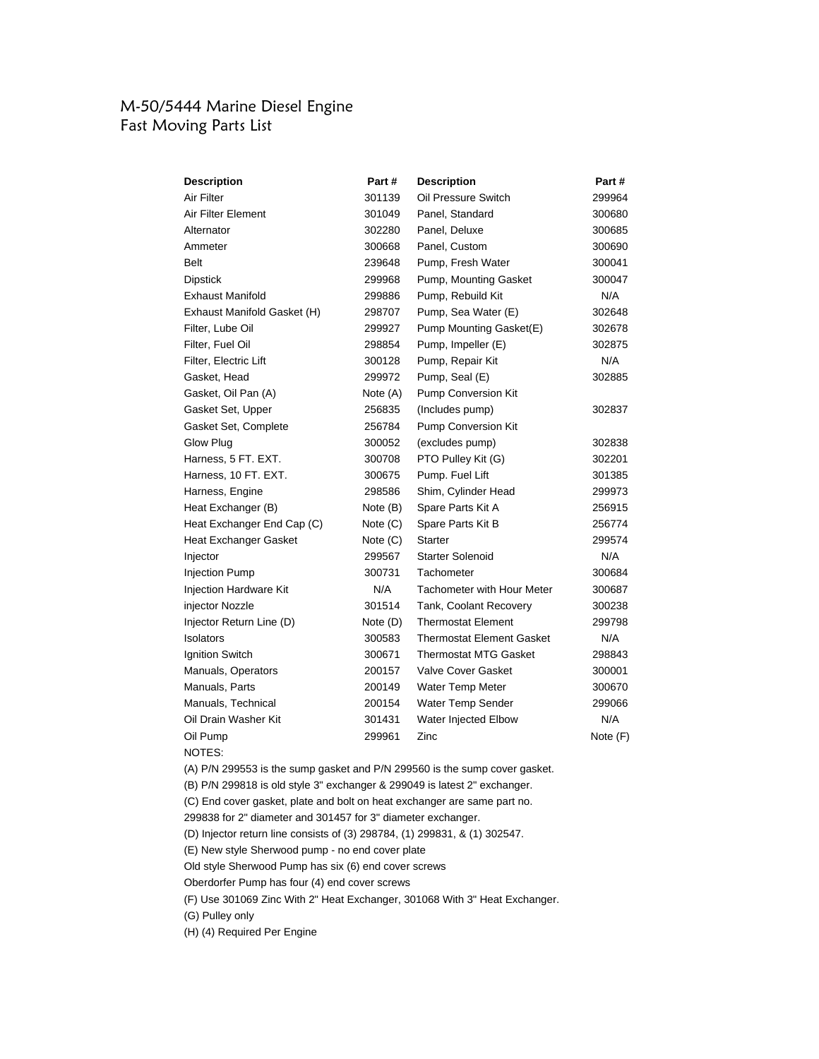# M-50/5444 Marine Diesel Engine
## Fast Moving Parts List

| Description | Part # | Description | Part # |
|---|---|---|---|
| Air Filter | 301139 | Oil Pressure Switch | 299964 |
| Air Filter Element | 301049 | Panel, Standard | 300680 |
| Alternator | 302280 | Panel, Deluxe | 300685 |
| Ammeter | 300668 | Panel, Custom | 300690 |
| Belt | 239648 | Pump, Fresh Water | 300041 |
| Dipstick | 299968 | Pump, Mounting Gasket | 300047 |
| Exhaust Manifold | 299886 | Pump, Rebuild Kit | N/A |
| Exhaust Manifold Gasket (H) | 298707 | Pump, Sea Water (E) | 302648 |
| Filter, Lube Oil | 299927 | Pump Mounting Gasket(E) | 302678 |
| Filter, Fuel Oil | 298854 | Pump, Impeller (E) | 302875 |
| Filter, Electric Lift | 300128 | Pump, Repair Kit | N/A |
| Gasket, Head | 299972 | Pump, Seal (E) | 302885 |
| Gasket, Oil Pan (A) | Note (A) | Pump Conversion Kit | |
| Gasket Set, Upper | 256835 | (Includes pump) | 302837 |
| Gasket Set, Complete | 256784 | Pump Conversion Kit | |
| Glow Plug | 300052 | (excludes pump) | 302838 |
| Harness, 5 FT. EXT. | 300708 | PTO Pulley Kit (G) | 302201 |
| Harness, 10 FT. EXT. | 300675 | Pump. Fuel Lift | 301385 |
| Harness, Engine | 298586 | Shim, Cylinder Head | 299973 |
| Heat Exchanger (B) | Note (B) | Spare Parts Kit A | 256915 |
| Heat Exchanger End Cap (C) | Note (C) | Spare Parts Kit B | 256774 |
| Heat Exchanger Gasket | Note (C) | Starter | 299574 |
| Injector | 299567 | Starter Solenoid | N/A |
| Injection Pump | 300731 | Tachometer | 300684 |
| Injection Hardware Kit | N/A | Tachometer with Hour Meter | 300687 |
| injector Nozzle | 301514 | Tank, Coolant Recovery | 300238 |
| Injector Return Line (D) | Note (D) | Thermostat Element | 299798 |
| Isolators | 300583 | Thermostat Element Gasket | N/A |
| Ignition Switch | 300671 | Thermostat MTG Gasket | 298843 |
| Manuals, Operators | 200157 | Valve Cover Gasket | 300001 |
| Manuals, Parts | 200149 | Water Temp Meter | 300670 |
| Manuals, Technical | 200154 | Water Temp Sender | 299066 |
| Oil Drain Washer Kit | 301431 | Water Injected Elbow | N/A |
| Oil Pump | 299961 | Zinc | Note (F) |

NOTES:

(A) P/N 299553 is the sump gasket and P/N 299560 is the sump cover gasket.

(B) P/N 299818 is old style 3" exchanger & 299049 is latest 2" exchanger.

(C) End cover gasket, plate and bolt on heat exchanger are same part no.
299838 for 2" diameter and 301457 for 3" diameter exchanger.

(D) Injector return line consists of (3) 298784, (1) 299831, & (1) 302547.

(E) New style Sherwood pump - no end cover plate
Old style Sherwood Pump has six (6) end cover screws
Oberdorfer Pump has four (4) end cover screws

(F) Use 301069 Zinc With 2" Heat Exchanger, 301068 With 3" Heat Exchanger.

(G) Pulley only

(H) (4) Required Per Engine